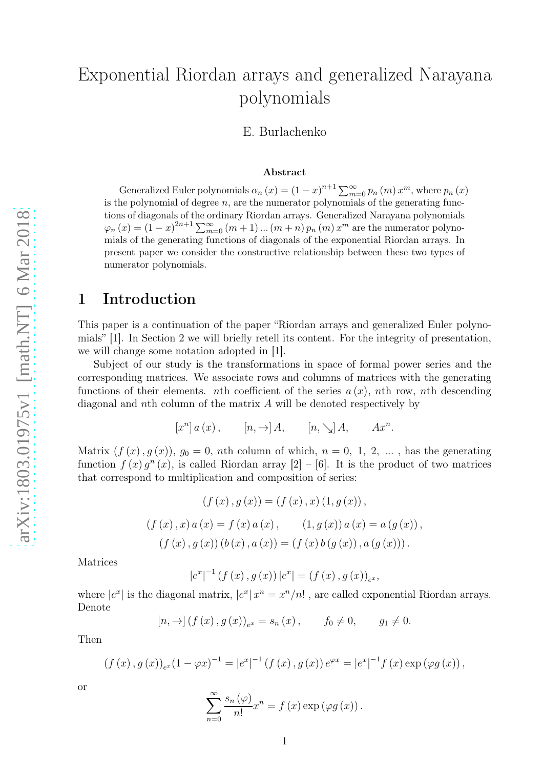# Exponential Riordan arrays and generalized Narayana polynomials

E. Burlachenko

### Abstract

Generalized Euler polynomials $\alpha_n(x) = (1-x)^{n+1} \sum_{m=0}^{\infty} p_n(m) x^m$, where $p_n(x)$ is the polynomial of degree $n$, are the numerator polynomials of the generating functions of diagonals of the ordinary Riordan arrays. Generalized Narayana polynomials $\varphi_n(x) = (1-x)^{2n+1} \sum_{m=0}^{\infty} (m+1)\ldots(m+n) p_n(m) x^m$ are the numerator polynomials of the generating functions of diagonals of the exponential Riordan arrays. In present paper we consider the constructive relationship between these two types of numerator polynomials.

## 1 Introduction

This paper is a continuation of the paper "Riordan arrays and generalized Euler polynomials" [1]. In Section 2 we will briefly retell its content. For the integrity of presentation, we will change some notation adopted in [1].

Subject of our study is the transformations in space of formal power series and the corresponding matrices. We associate rows and columns of matrices with the generating functions of their elements. $n$th coefficient of the series $a(x)$, $n$th row, $n$th descending diagonal and $n$th column of the matrix $A$ will be denoted respectively by

$$[x^n]\, a(x), \qquad [n, \rightarrow] A, \qquad [n, \searrow] A, \qquad Ax^n.$$

Matrix $(f(x), g(x))$, $g_0 = 0$, $n$th column of which, $n = 0, 1, 2, \ldots$, has the generating function $f(x) g^n(x)$, is called Riordan array [2] – [6]. It is the product of two matrices that correspond to multiplication and composition of series:

$$(f(x), g(x)) = (f(x), x)(1, g(x)),$$

$$(f(x), x)\, a(x) = f(x)\, a(x), \qquad (1, g(x))\, a(x) = a(g(x)),$$

$$(f(x), g(x))(b(x), a(x)) = (f(x)\, b(g(x)), a(g(x))).$$

Matrices

$$|e^x|^{-1} (f(x), g(x))\, |e^x| = (f(x), g(x))_{e^x},$$

where $|e^x|$ is the diagonal matrix, $|e^x|\, x^n = x^n/n!$ , are called exponential Riordan arrays. Denote

$$[n, \rightarrow] (f(x), g(x))_{e^x} = s_n(x), \qquad f_0 \neq 0, \qquad g_1 \neq 0.$$

Then

$$(f(x), g(x))_{e^x} (1 - \varphi x)^{-1} = |e^x|^{-1} (f(x), g(x))\, e^{\varphi x} = |e^x|^{-1} f(x) \exp(\varphi g(x)),$$

or

$$\sum_{n=0}^{\infty} \frac{s_n(\varphi)}{n!} x^n = f(x) \exp(\varphi g(x)).$$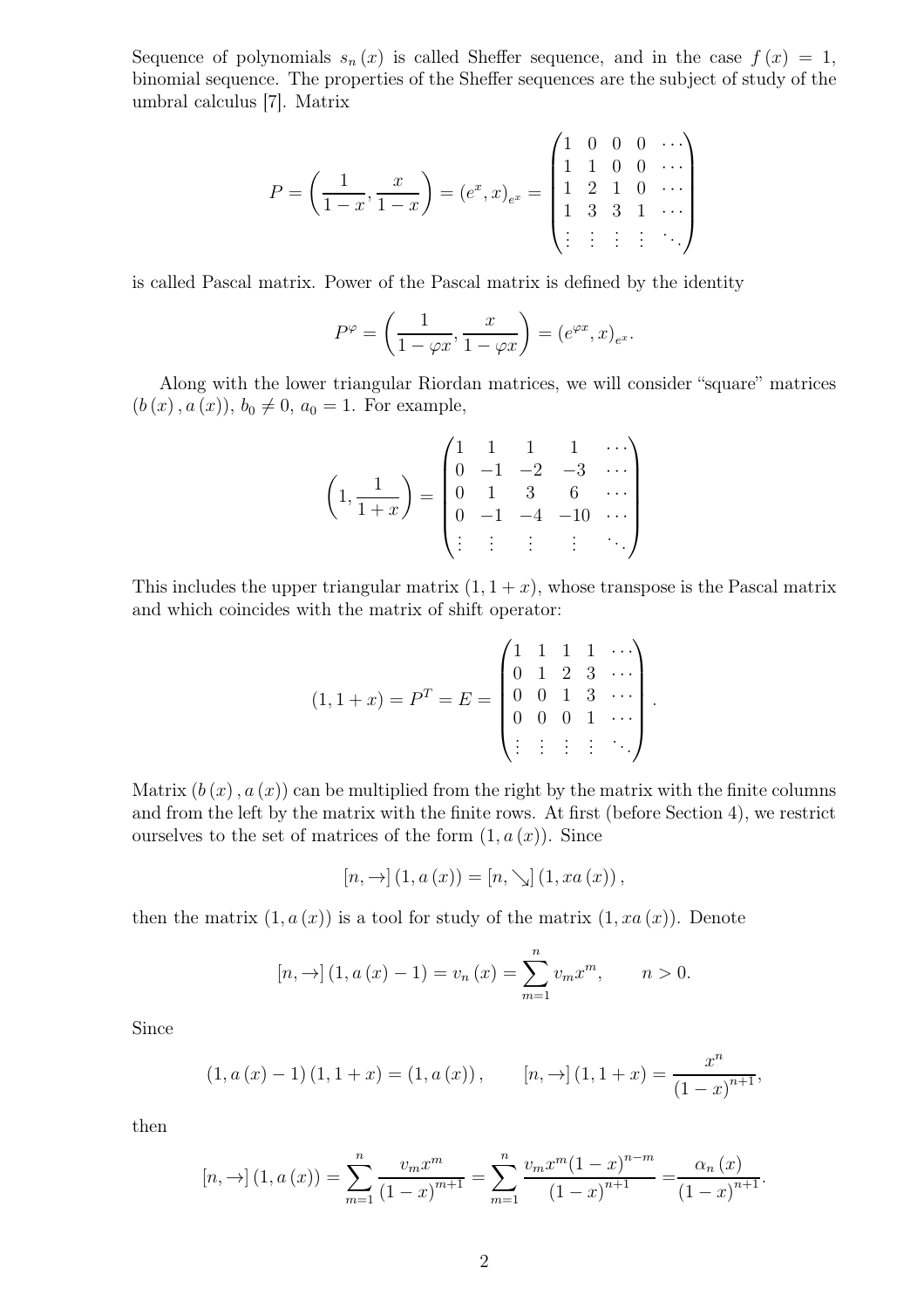Sequence of polynomials $s_n(x)$ is called Sheffer sequence, and in the case $f(x) = 1$, binomial sequence. The properties of the Sheffer sequences are the subject of study of the umbral calculus [7]. Matrix

$$P = \left(\frac{1}{1-x}, \frac{x}{1-x}\right) = (e^x, x)_{e^x} = \begin{pmatrix} 1 & 0 & 0 & 0 & \cdots \\ 1 & 1 & 0 & 0 & \cdots \\ 1 & 2 & 1 & 0 & \cdots \\ 1 & 3 & 3 & 1 & \cdots \\ \vdots & \vdots & \vdots & \vdots & \ddots \end{pmatrix}$$

is called Pascal matrix. Power of the Pascal matrix is defined by the identity

$$P^{\varphi} = \left(\frac{1}{1-\varphi x}, \frac{x}{1-\varphi x}\right) = (e^{\varphi x}, x)_{e^x}.$$

Along with the lower triangular Riordan matrices, we will consider "square" matrices $(b(x), a(x))$, $b_0 \neq 0$, $a_0 = 1$. For example,

$$\left(1, \frac{1}{1+x}\right) = \begin{pmatrix} 1 & 1 & 1 & 1 & \cdots \\ 0 & -1 & -2 & -3 & \cdots \\ 0 & 1 & 3 & 6 & \cdots \\ 0 & -1 & -4 & -10 & \cdots \\ \vdots & \vdots & \vdots & \vdots & \ddots \end{pmatrix}$$

This includes the upper triangular matrix $(1, 1+x)$, whose transpose is the Pascal matrix and which coincides with the matrix of shift operator:

$$(1, 1+x) = P^T = E = \begin{pmatrix} 1 & 1 & 1 & 1 & \cdots \\ 0 & 1 & 2 & 3 & \cdots \\ 0 & 0 & 1 & 3 & \cdots \\ 0 & 0 & 0 & 1 & \cdots \\ \vdots & \vdots & \vdots & \vdots & \ddots \end{pmatrix}.$$

Matrix $(b(x), a(x))$ can be multiplied from the right by the matrix with the finite columns and from the left by the matrix with the finite rows. At first (before Section 4), we restrict ourselves to the set of matrices of the form $(1, a(x))$. Since

$$[n, \rightarrow](1, a(x)) = [n, \searrow](1, xa(x)),$$

then the matrix $(1, a(x))$ is a tool for study of the matrix $(1, xa(x))$. Denote

$$[n, \rightarrow](1, a(x) - 1) = v_n(x) = \sum_{m=1}^{n} v_m x^m, \qquad n > 0.$$

Since

$$(1, a(x) - 1)(1, 1+x) = (1, a(x)), \qquad [n, \rightarrow](1, 1+x) = \frac{x^n}{(1-x)^{n+1}},$$

then

$$[n, \rightarrow](1, a(x)) = \sum_{m=1}^{n} \frac{v_m x^m}{(1-x)^{m+1}} = \sum_{m=1}^{n} \frac{v_m x^m (1-x)^{n-m}}{(1-x)^{n+1}} = \frac{\alpha_n(x)}{(1-x)^{n+1}}.$$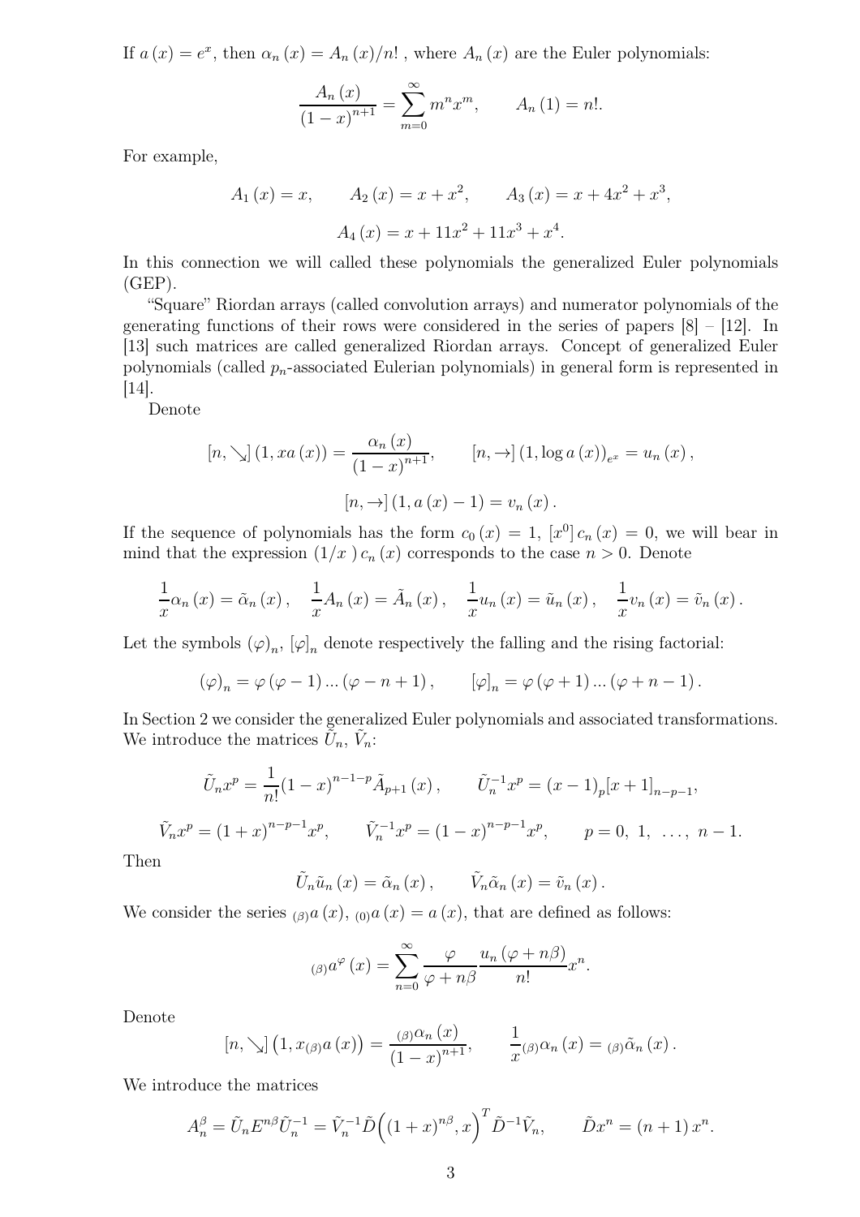If $a(x) = e^x$, then $\alpha_n(x) = A_n(x)/n!$ , where $A_n(x)$ are the Euler polynomials:

$$\frac{A_n(x)}{(1-x)^{n+1}} = \sum_{m=0}^{\infty} m^n x^m, \qquad A_n(1) = n!.$$

For example,

$$A_1(x) = x, \qquad A_2(x) = x + x^2, \qquad A_3(x) = x + 4x^2 + x^3,$$

$$A_4(x) = x + 11x^2 + 11x^3 + x^4.$$

In this connection we will called these polynomials the generalized Euler polynomials (GEP).

"Square" Riordan arrays (called convolution arrays) and numerator polynomials of the generating functions of their rows were considered in the series of papers [8] – [12]. In [13] such matrices are called generalized Riordan arrays. Concept of generalized Euler polynomials (called $p_n$-associated Eulerian polynomials) in general form is represented in [14].

Denote

$$[n, \searrow](1, xa(x)) = \frac{\alpha_n(x)}{(1-x)^{n+1}}, \qquad [n, \rightarrow](1, \log a(x))_{e^x} = u_n(x),$$

$$[n, \rightarrow](1, a(x) - 1) = v_n(x).$$

If the sequence of polynomials has the form $c_0(x) = 1$, $[x^0]\, c_n(x) = 0$, we will bear in mind that the expression $(1/x)\, c_n(x)$ corresponds to the case $n > 0$. Denote

$$\frac{1}{x}\alpha_n(x) = \tilde{\alpha}_n(x), \quad \frac{1}{x}A_n(x) = \tilde{A}_n(x), \quad \frac{1}{x}u_n(x) = \tilde{u}_n(x), \quad \frac{1}{x}v_n(x) = \tilde{v}_n(x).$$

Let the symbols $(\varphi)_n$, $[\varphi]_n$ denote respectively the falling and the rising factorial:

$$(\varphi)_n = \varphi(\varphi - 1)\ldots(\varphi - n + 1), \qquad [\varphi]_n = \varphi(\varphi + 1)\ldots(\varphi + n - 1).$$

In Section 2 we consider the generalized Euler polynomials and associated transformations. We introduce the matrices $\tilde{U}_n$, $\tilde{V}_n$:

$$\tilde{U}_n x^p = \frac{1}{n!}(1-x)^{n-1-p}\tilde{A}_{p+1}(x), \qquad \tilde{U}_n^{-1} x^p = (x-1)_p [x+1]_{n-p-1},$$

$$\tilde{V}_n x^p = (1+x)^{n-p-1} x^p, \qquad \tilde{V}_n^{-1} x^p = (1-x)^{n-p-1} x^p, \qquad p = 0,\ 1,\ \ldots,\ n-1.$$

Then

$$\tilde{U}_n \tilde{u}_n(x) = \tilde{\alpha}_n(x), \qquad \tilde{V}_n \tilde{\alpha}_n(x) = \tilde{v}_n(x).$$

We consider the series ${}_{(\beta)}a(x)$, ${}_{(0)}a(x) = a(x)$, that are defined as follows:

$${}_{(\beta)}a^{\varphi}(x) = \sum_{n=0}^{\infty} \frac{\varphi}{\varphi + n\beta} \frac{u_n(\varphi + n\beta)}{n!} x^n.$$

Denote

$$[n, \searrow]\big(1, x_{(\beta)}a(x)\big) = \frac{{}_{(\beta)}\alpha_n(x)}{(1-x)^{n+1}}, \qquad \frac{1}{x}{}_{(\beta)}\alpha_n(x) = {}_{(\beta)}\tilde{\alpha}_n(x).$$

We introduce the matrices

$$A_n^{\beta} = \tilde{U}_n E^{n\beta} \tilde{U}_n^{-1} = \tilde{V}_n^{-1} \tilde{D}\Big((1+x)^{n\beta}, x\Big)^T \tilde{D}^{-1} \tilde{V}_n, \qquad \tilde{D}x^n = (n+1)\, x^n.$$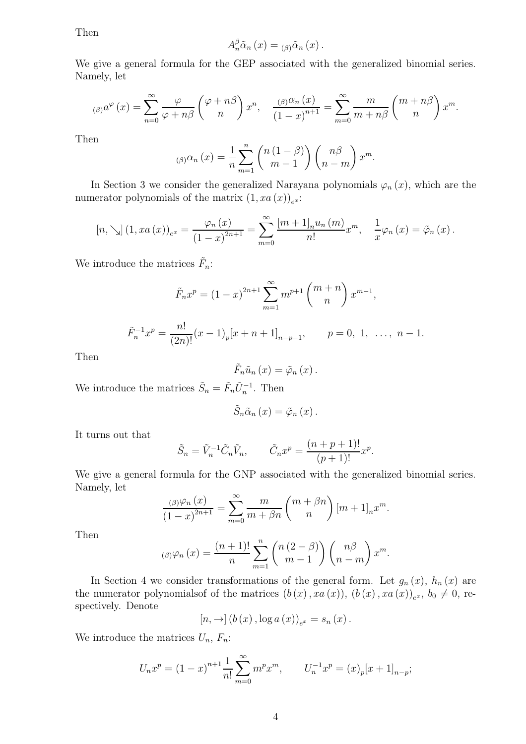Then

$$A_n^\beta \tilde{\alpha}_n(x) = {}_{(\beta)}\tilde{\alpha}_n(x).$$

We give a general formula for the GEP associated with the generalized binomial series. Namely, let

$${}_{(\beta)}a^{\varphi}(x) = \sum_{n=0}^{\infty} \frac{\varphi}{\varphi + n\beta} \binom{\varphi + n\beta}{n} x^n, \quad \frac{{}_{(\beta)}\alpha_n(x)}{(1-x)^{n+1}} = \sum_{m=0}^{\infty} \frac{m}{m + n\beta} \binom{m + n\beta}{n} x^m.$$

Then

$${}_{(\beta)}\alpha_n(x) = \frac{1}{n} \sum_{m=1}^{n} \binom{n(1-\beta)}{m-1} \binom{n\beta}{n-m} x^m.$$

In Section 3 we consider the generalized Narayana polynomials $\varphi_n(x)$, which are the numerator polynomials of the matrix $(1, xa(x))_{e^x}$:

$$[n, \searrow](1, xa(x))_{e^x} = \frac{\varphi_n(x)}{(1-x)^{2n+1}} = \sum_{m=0}^{\infty} \frac{[m+1]_n u_n(m)}{n!} x^m, \quad \frac{1}{x}\varphi_n(x) = \tilde{\varphi}_n(x).$$

We introduce the matrices $\tilde{F}_n$:

$$\tilde{F}_n x^p = (1-x)^{2n+1} \sum_{m=1}^{\infty} m^{p+1} \binom{m+n}{n} x^{m-1},$$

$$\tilde{F}_n^{-1} x^p = \frac{n!}{(2n)!} (x-1)_p [x+n+1]_{n-p-1}, \qquad p = 0,\ 1,\ \ldots,\ n-1.$$

Then

$$\tilde{F}_n \tilde{u}_n(x) = \tilde{\varphi}_n(x).$$

We introduce the matrices $\tilde{S}_n = \tilde{F}_n \tilde{U}_n^{-1}$. Then

$$\tilde{S}_n \tilde{\alpha}_n(x) = \tilde{\varphi}_n(x).$$

It turns out that

$$\tilde{S}_n = \tilde{V}_n^{-1} \tilde{C}_n \tilde{V}_n, \qquad \tilde{C}_n x^p = \frac{(n+p+1)!}{(p+1)!} x^p.$$

We give a general formula for the GNP associated with the generalized binomial series. Namely, let

$$\frac{{}_{(\beta)}\varphi_n(x)}{(1-x)^{2n+1}} = \sum_{m=0}^{\infty} \frac{m}{m+\beta n} \binom{m+\beta n}{n} [m+1]_n x^m.$$

Then

$${}_{(\beta)}\varphi_n(x) = \frac{(n+1)!}{n} \sum_{m=1}^{n} \binom{n(2-\beta)}{m-1} \binom{n\beta}{n-m} x^m.$$

In Section 4 we consider transformations of the general form. Let $g_n(x)$, $h_n(x)$ are the numerator polynomialsof of the matrices $(b(x), xa(x))$, $(b(x), xa(x))_{e^x}$, $b_0 \neq 0$, respectively. Denote

$$[n, \rightarrow](b(x), \log a(x))_{e^x} = s_n(x).$$

We introduce the matrices $U_n$, $F_n$:

$$U_n x^p = (1-x)^{n+1} \frac{1}{n!} \sum_{m=0}^{\infty} m^p x^m, \qquad U_n^{-1} x^p = (x)_p [x+1]_{n-p};$$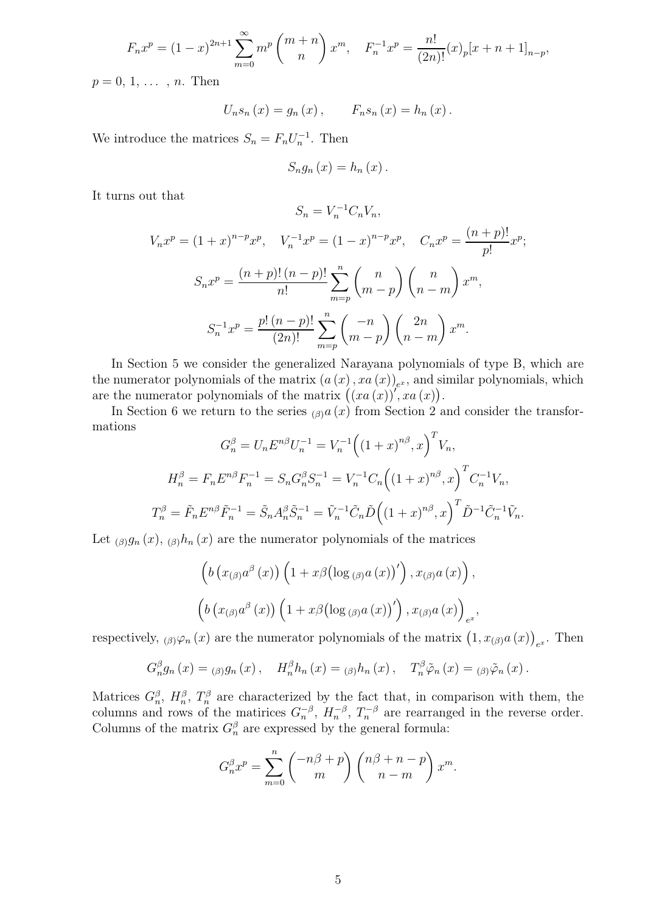$$F_n x^p = (1-x)^{2n+1} \sum_{m=0}^{\infty} m^p \binom{m+n}{n} x^m, \quad F_n^{-1} x^p = \frac{n!}{(2n)!} (x)_p [x+n+1]_{n-p},$$

$p = 0, 1, \ldots, n$. Then

$$U_n s_n(x) = g_n(x), \qquad F_n s_n(x) = h_n(x).$$

We introduce the matrices $S_n = F_n U_n^{-1}$. Then

$$S_n g_n(x) = h_n(x).$$

It turns out that

$$S_n = V_n^{-1} C_n V_n,$$

$$V_n x^p = (1+x)^{n-p} x^p, \quad V_n^{-1} x^p = (1-x)^{n-p} x^p, \quad C_n x^p = \frac{(n+p)!}{p!} x^p;$$

$$S_n x^p = \frac{(n+p)!\,(n-p)!}{n!} \sum_{m=p}^{n} \binom{n}{m-p} \binom{n}{n-m} x^m,$$

$$S_n^{-1} x^p = \frac{p!\,(n-p)!}{(2n)!} \sum_{m=p}^{n} \binom{-n}{m-p} \binom{2n}{n-m} x^m.$$

In Section 5 we consider the generalized Narayana polynomials of type B, which are the numerator polynomials of the matrix $(a(x), xa(x))_{e^x}$, and similar polynomials, which are the numerator polynomials of the matrix $\left((xa(x))', xa(x)\right)$.

In Section 6 we return to the series ${}_{(\beta)}a(x)$ from Section 2 and consider the transformations

$$G_n^{\beta} = U_n E^{n\beta} U_n^{-1} = V_n^{-1} \Big( (1+x)^{n\beta}, x \Big)^T V_n,$$

$$H_n^{\beta} = F_n E^{n\beta} F_n^{-1} = S_n G_n^{\beta} S_n^{-1} = V_n^{-1} C_n \Big( (1+x)^{n\beta}, x \Big)^T C_n^{-1} V_n,$$

$$T_n^{\beta} = \tilde{F}_n E^{n\beta} \tilde{F}_n^{-1} = \tilde{S}_n A_n^{\beta} \tilde{S}_n^{-1} = \tilde{V}_n^{-1} \tilde{C}_n \tilde{D} \Big( (1+x)^{n\beta}, x \Big)^T \tilde{D}^{-1} \tilde{C}_n^{-1} \tilde{V}_n.$$

Let ${}_{(\beta)}g_n(x)$, ${}_{(\beta)}h_n(x)$ are the numerator polynomials of the matrices

$$\Big( b\left(x_{(\beta)}a^{\beta}(x)\right) \Big( 1 + x\beta \big(\log{}_{(\beta)}a(x)\big)' \Big), x_{(\beta)}a(x) \Big),$$

$$\Big( b\left(x_{(\beta)}a^{\beta}(x)\right) \Big( 1 + x\beta \big(\log{}_{(\beta)}a(x)\big)' \Big), x_{(\beta)}a(x) \Big)_{e^x},$$

respectively, ${}_{(\beta)}\varphi_n(x)$ are the numerator polynomials of the matrix $\left(1, x_{(\beta)}a(x)\right)_{e^x}$. Then

$$G_n^{\beta} g_n(x) = {}_{(\beta)}g_n(x), \quad H_n^{\beta} h_n(x) = {}_{(\beta)}h_n(x), \quad T_n^{\beta} \tilde{\varphi}_n(x) = {}_{(\beta)}\tilde{\varphi}_n(x).$$

Matrices $G_n^{\beta}$, $H_n^{\beta}$, $T_n^{\beta}$ are characterized by the fact that, in comparison with them, the columns and rows of the matirices $G_n^{-\beta}$, $H_n^{-\beta}$, $T_n^{-\beta}$ are rearranged in the reverse order. Columns of the matrix $G_n^{\beta}$ are expressed by the general formula:

$$G_n^{\beta} x^p = \sum_{m=0}^{n} \binom{-n\beta + p}{m} \binom{n\beta + n - p}{n - m} x^m.$$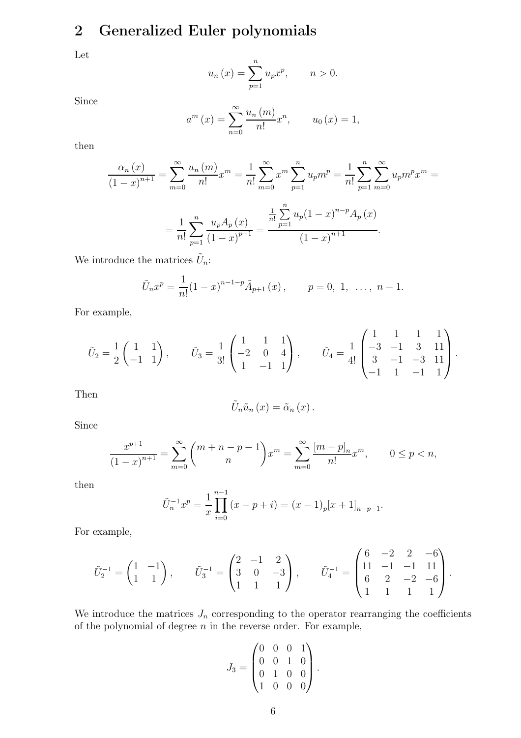## 2 Generalized Euler polynomials

Let

$$u_n(x) = \sum_{p=1}^{n} u_p x^p, \qquad n > 0.$$

Since

$$a^m(x) = \sum_{n=0}^{\infty} \frac{u_n(m)}{n!} x^n, \qquad u_0(x) = 1,$$

then

$$\frac{\alpha_n(x)}{(1-x)^{n+1}} = \sum_{m=0}^{\infty} \frac{u_n(m)}{n!} x^m = \frac{1}{n!} \sum_{m=0}^{\infty} x^m \sum_{p=1}^{n} u_p m^p = \frac{1}{n!} \sum_{p=1}^{n} \sum_{m=0}^{\infty} u_p m^p x^m =$$

$$= \frac{1}{n!} \sum_{p=1}^{n} \frac{u_p A_p(x)}{(1-x)^{p+1}} = \frac{\frac{1}{n!} \sum\limits_{p=1}^{n} u_p (1-x)^{n-p} A_p(x)}{(1-x)^{n+1}}.$$

We introduce the matrices $\tilde{U}_n$:

$$\tilde{U}_n x^p = \frac{1}{n!} (1-x)^{n-1-p} \tilde{A}_{p+1}(x), \qquad p = 0,\ 1,\ \ldots,\ n-1.$$

For example,

$$\tilde{U}_2 = \frac{1}{2} \begin{pmatrix} 1 & 1 \\ -1 & 1 \end{pmatrix}, \qquad \tilde{U}_3 = \frac{1}{3!} \begin{pmatrix} 1 & 1 & 1 \\ -2 & 0 & 4 \\ 1 & -1 & 1 \end{pmatrix}, \qquad \tilde{U}_4 = \frac{1}{4!} \begin{pmatrix} 1 & 1 & 1 & 1 \\ -3 & -1 & 3 & 11 \\ 3 & -1 & -3 & 11 \\ -1 & 1 & -1 & 1 \end{pmatrix}.$$

Then

$$\tilde{U}_n \tilde{u}_n(x) = \tilde{\alpha}_n(x).$$

Since

$$\frac{x^{p+1}}{(1-x)^{n+1}} = \sum_{m=0}^{\infty} \binom{m+n-p-1}{n} x^m = \sum_{m=0}^{\infty} \frac{[m-p]_n}{n!} x^m, \qquad 0 \le p < n,$$

then

$$\tilde{U}_n^{-1} x^p = \frac{1}{x} \prod_{i=0}^{n-1} (x - p + i) = (x-1)_p [x+1]_{n-p-1}.$$

For example,

$$\tilde{U}_2^{-1} = \begin{pmatrix} 1 & -1 \\ 1 & 1 \end{pmatrix}, \qquad \tilde{U}_3^{-1} = \begin{pmatrix} 2 & -1 & 2 \\ 3 & 0 & -3 \\ 1 & 1 & 1 \end{pmatrix}, \qquad \tilde{U}_4^{-1} = \begin{pmatrix} 6 & -2 & 2 & -6 \\ 11 & -1 & -1 & 11 \\ 6 & 2 & -2 & -6 \\ 1 & 1 & 1 & 1 \end{pmatrix}.$$

We introduce the matrices $J_n$ corresponding to the operator rearranging the coefficients of the polynomial of degree $n$ in the reverse order. For example,

$$J_3 = \begin{pmatrix} 0 & 0 & 0 & 1 \\ 0 & 0 & 1 & 0 \\ 0 & 1 & 0 & 0 \\ 1 & 0 & 0 & 0 \end{pmatrix}.$$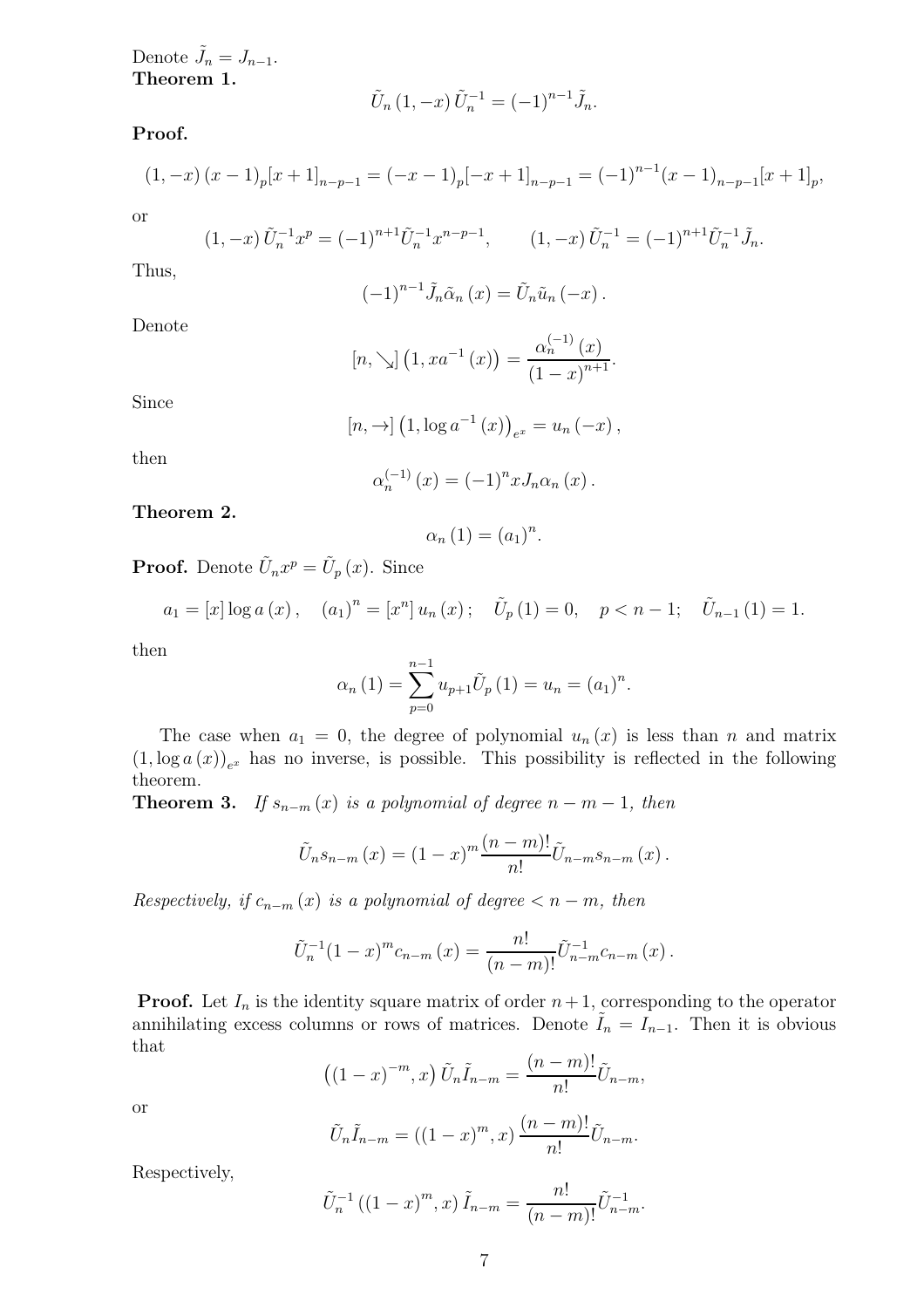Denote $\tilde{J}_n = J_{n-1}$.

**Theorem 1.**

$$\tilde{U}_n \left(1, -x\right) \tilde{U}_n^{-1} = (-1)^{n-1} \tilde{J}_n.$$

**Proof.**

$$\left(1, -x\right) (x-1)_p [x+1]_{n-p-1} = (-x-1)_p [-x+1]_{n-p-1} = (-1)^{n-1} (x-1)_{n-p-1} [x+1]_p,$$

or

$$\left(1, -x\right) \tilde{U}_n^{-1} x^p = (-1)^{n+1} \tilde{U}_n^{-1} x^{n-p-1}, \qquad \left(1, -x\right) \tilde{U}_n^{-1} = (-1)^{n+1} \tilde{U}_n^{-1} \tilde{J}_n.$$

Thus,

$$(-1)^{n-1} \tilde{J}_n \tilde{\alpha}_n\left(x\right) = \tilde{U}_n \tilde{u}_n\left(-x\right).$$

Denote

$$[n, \searrow] \left(1, xa^{-1}\left(x\right)\right) = \frac{\alpha_n^{(-1)}\left(x\right)}{\left(1-x\right)^{n+1}}.$$

Since

$$[n, \to] \left(1, \log a^{-1}\left(x\right)\right)_{e^x} = u_n\left(-x\right),$$

then

$$\alpha_n^{(-1)}\left(x\right) = (-1)^n x J_n \alpha_n\left(x\right).$$

**Theorem 2.**

$$\alpha_n\left(1\right) = (a_1)^n.$$

**Proof.** Denote $\tilde{U}_n x^p = \tilde{U}_p\left(x\right)$. Since

$$a_1 = [x] \log a\left(x\right), \quad (a_1)^n = [x^n]\, u_n\left(x\right); \quad \tilde{U}_p\left(1\right) = 0, \quad p < n-1; \quad \tilde{U}_{n-1}\left(1\right) = 1.$$

then

$$\alpha_n\left(1\right) = \sum_{p=0}^{n-1} u_{p+1} \tilde{U}_p\left(1\right) = u_n = (a_1)^n.$$

The case when $a_1 = 0$, the degree of polynomial $u_n\left(x\right)$ is less than $n$ and matrix $\left(1, \log a\left(x\right)\right)_{e^x}$ has no inverse, is possible. This possibility is reflected in the following theorem.

**Theorem 3.** *If $s_{n-m}\left(x\right)$ is a polynomial of degree $n-m-1$, then*

$$\tilde{U}_n s_{n-m}\left(x\right) = (1-x)^m \frac{(n-m)!}{n!} \tilde{U}_{n-m} s_{n-m}\left(x\right).$$

*Respectively, if $c_{n-m}\left(x\right)$ is a polynomial of degree $< n-m$, then*

$$\tilde{U}_n^{-1} (1-x)^m c_{n-m}\left(x\right) = \frac{n!}{(n-m)!} \tilde{U}_{n-m}^{-1} c_{n-m}\left(x\right).$$

**Proof.** Let $I_n$ is the identity square matrix of order $n+1$, corresponding to the operator annihilating excess columns or rows of matrices. Denote $\tilde{I}_n = I_{n-1}$. Then it is obvious that

$$\left((1-x)^{-m}, x\right) \tilde{U}_n \tilde{I}_{n-m} = \frac{(n-m)!}{n!} \tilde{U}_{n-m},$$

or

$$\tilde{U}_n \tilde{I}_{n-m} = \left((1-x)^m, x\right) \frac{(n-m)!}{n!} \tilde{U}_{n-m}.$$

Respectively,

$$\tilde{U}_n^{-1} \left((1-x)^m, x\right) \tilde{I}_{n-m} = \frac{n!}{(n-m)!} \tilde{U}_{n-m}^{-1}.$$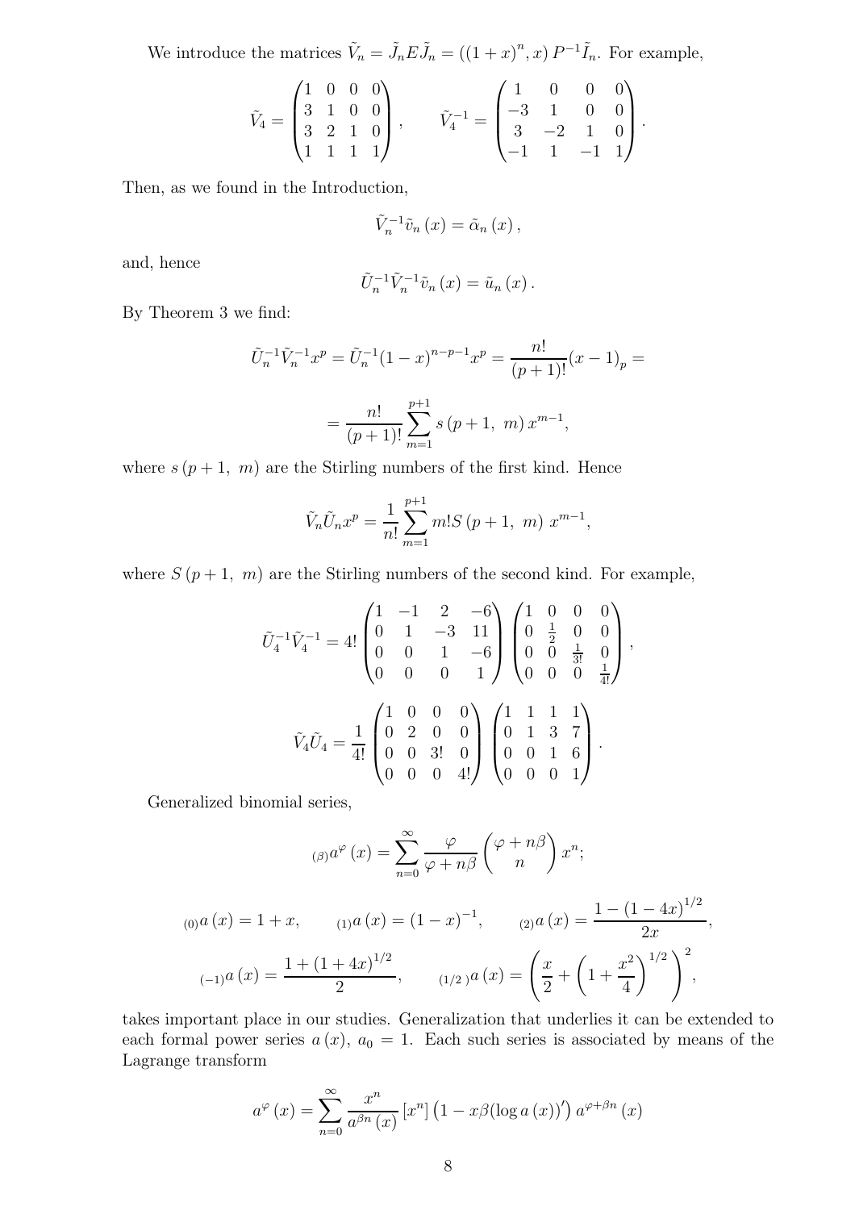We introduce the matrices $\tilde{V}_n = \tilde{J}_n E \tilde{J}_n = \left((1+x)^n, x\right) P^{-1} \tilde{I}_n$. For example,

$$\tilde{V}_4 = \begin{pmatrix} 1 & 0 & 0 & 0 \\ 3 & 1 & 0 & 0 \\ 3 & 2 & 1 & 0 \\ 1 & 1 & 1 & 1 \end{pmatrix}, \qquad \tilde{V}_4^{-1} = \begin{pmatrix} 1 & 0 & 0 & 0 \\ -3 & 1 & 0 & 0 \\ 3 & -2 & 1 & 0 \\ -1 & 1 & -1 & 1 \end{pmatrix}.$$

Then, as we found in the Introduction,

$$\tilde{V}_n^{-1} \tilde{v}_n(x) = \tilde{\alpha}_n(x),$$

and, hence

$$\tilde{U}_n^{-1} \tilde{V}_n^{-1} \tilde{v}_n(x) = \tilde{u}_n(x).$$

By Theorem 3 we find:

$$\tilde{U}_n^{-1} \tilde{V}_n^{-1} x^p = \tilde{U}_n^{-1} (1-x)^{n-p-1} x^p = \frac{n!}{(p+1)!} (x-1)_p =$$

$$= \frac{n!}{(p+1)!} \sum_{m=1}^{p+1} s(p+1,\ m)\, x^{m-1},$$

where $s(p+1,\ m)$ are the Stirling numbers of the first kind. Hence

$$\tilde{V}_n \tilde{U}_n x^p = \frac{1}{n!} \sum_{m=1}^{p+1} m! S(p+1,\ m)\ x^{m-1},$$

where $S(p+1,\ m)$ are the Stirling numbers of the second kind. For example,

$$\tilde{U}_4^{-1} \tilde{V}_4^{-1} = 4! \begin{pmatrix} 1 & -1 & 2 & -6 \\ 0 & 1 & -3 & 11 \\ 0 & 0 & 1 & -6 \\ 0 & 0 & 0 & 1 \end{pmatrix} \begin{pmatrix} 1 & 0 & 0 & 0 \\ 0 & \frac{1}{2} & 0 & 0 \\ 0 & 0 & \frac{1}{3!} & 0 \\ 0 & 0 & 0 & \frac{1}{4!} \end{pmatrix},$$

$$\tilde{V}_4 \tilde{U}_4 = \frac{1}{4!} \begin{pmatrix} 1 & 0 & 0 & 0 \\ 0 & 2 & 0 & 0 \\ 0 & 0 & 3! & 0 \\ 0 & 0 & 0 & 4! \end{pmatrix} \begin{pmatrix} 1 & 1 & 1 & 1 \\ 0 & 1 & 3 & 7 \\ 0 & 0 & 1 & 6 \\ 0 & 0 & 0 & 1 \end{pmatrix}.$$

Generalized binomial series,

$$_{(\beta)}a^{\varphi}(x) = \sum_{n=0}^{\infty} \frac{\varphi}{\varphi + n\beta} \binom{\varphi + n\beta}{n} x^n;$$

$$_{(0)}a(x) = 1 + x, \qquad _{(1)}a(x) = (1-x)^{-1}, \qquad _{(2)}a(x) = \frac{1 - (1-4x)^{1/2}}{2x},$$

$$_{(-1)}a(x) = \frac{1 + (1+4x)^{1/2}}{2}, \qquad _{(1/2)}a(x) = \left(\frac{x}{2} + \left(1 + \frac{x^2}{4}\right)^{1/2}\right)^2,$$

takes important place in our studies. Generalization that underlies it can be extended to each formal power series $a(x)$, $a_0 = 1$. Each such series is associated by means of the Lagrange transform

$$a^{\varphi}(x) = \sum_{n=0}^{\infty} \frac{x^n}{a^{\beta n}(x)} [x^n] \left(1 - x\beta(\log a(x))'\right) a^{\varphi + \beta n}(x)$$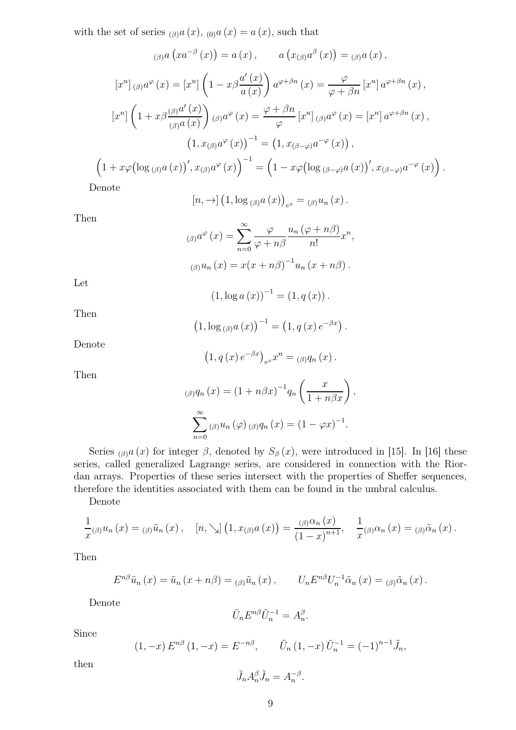with the set of series ${}_{(\beta)}a\left(x\right)$, ${}_{(0)}a\left(x\right)=a\left(x\right)$, such that

$$
{}_{(\beta)}a\left(xa^{-\beta}\left(x\right)\right)=a\left(x\right),\qquad a\left(x{}_{(\beta)}a^{\beta}\left(x\right)\right)={}_{(\beta)}a\left(x\right),
$$

$$
\left[x^{n}\right]{}_{(\beta)}a^{\varphi}\left(x\right)=\left[x^{n}\right]\left(1-x\beta\frac{a'\left(x\right)}{a\left(x\right)}\right)a^{\varphi+\beta n}\left(x\right)=\frac{\varphi}{\varphi+\beta n}\left[x^{n}\right]a^{\varphi+\beta n}\left(x\right),
$$

$$
\left[x^{n}\right]\left(1+x\beta\frac{{}_{(\beta)}a'\left(x\right)}{{}_{(\beta)}a\left(x\right)}\right){}_{(\beta)}a^{\varphi}\left(x\right)=\frac{\varphi+\beta n}{\varphi}\left[x^{n}\right]{}_{(\beta)}a^{\varphi}\left(x\right)=\left[x^{n}\right]a^{\varphi+\beta n}\left(x\right),
$$

$$
\left(1,x{}_{(\beta)}a^{\varphi}\left(x\right)\right)^{-1}=\left(1,x{}_{(\beta-\varphi)}a^{-\varphi}\left(x\right)\right),
$$

$$
\left(1+x\varphi\left(\log{}_{(\beta)}a\left(x\right)\right)',x{}_{(\beta)}a^{\varphi}\left(x\right)\right)^{-1}=\left(1-x\varphi\left(\log{}_{(\beta-\varphi)}a\left(x\right)\right)',x{}_{(\beta-\varphi)}a^{-\varphi}\left(x\right)\right).
$$

Denote

$$
[n,\rightarrow]\left(1,\log{}_{(\beta)}a\left(x\right)\right)_{e^{x}}={}_{(\beta)}u_{n}\left(x\right).
$$

Then

$$
{}_{(\beta)}a^{\varphi}\left(x\right)=\sum_{n=0}^{\infty}\frac{\varphi}{\varphi+n\beta}\frac{u_{n}\left(\varphi+n\beta\right)}{n!}x^{n},
$$

$$
{}_{(\beta)}u_{n}\left(x\right)=x(x+n\beta)^{-1}u_{n}\left(x+n\beta\right).
$$

Let

$$
\left(1,\log a\left(x\right)\right)^{-1}=\left(1,q\left(x\right)\right).
$$

Then

$$
\left(1,\log{}_{(\beta)}a\left(x\right)\right)^{-1}=\left(1,q\left(x\right)e^{-\beta x}\right).
$$

Denote

$$
\left(1,q\left(x\right)e^{-\beta x}\right)_{e^{x}}x^{n}={}_{(\beta)}q_{n}\left(x\right).
$$

Then

$$
{}_{(\beta)}q_{n}\left(x\right)=(1+n\beta x)^{-1}q_{n}\left(\frac{x}{1+n\beta x}\right),
$$

$$
\sum_{n=0}^{\infty}{}_{(\beta)}u_{n}\left(\varphi\right){}_{(\beta)}q_{n}\left(x\right)=(1-\varphi x)^{-1}.
$$

Series ${}_{(\beta)}a\left(x\right)$ for integer $\beta$, denoted by $S_{\beta}\left(x\right)$, were introduced in [15]. In [16] these series, called generalized Lagrange series, are considered in connection with the Riordan arrays. Properties of these series intersect with the properties of Sheffer sequences, therefore the identities associated with them can be found in the umbral calculus.

Denote

$$
\frac{1}{x}{}_{(\beta)}u_{n}\left(x\right)={}_{(\beta)}\tilde{u}_{n}\left(x\right),\quad[n,\searrow]\left(1,x{}_{(\beta)}a\left(x\right)\right)=\frac{{}_{(\beta)}\alpha_{n}\left(x\right)}{\left(1-x\right)^{n+1}},\quad\frac{1}{x}{}_{(\beta)}\alpha_{n}\left(x\right)={}_{(\beta)}\tilde{\alpha}_{n}\left(x\right).
$$

Then

$$
E^{n\beta}\tilde{u}_{n}\left(x\right)=\tilde{u}_{n}\left(x+n\beta\right)={}_{(\beta)}\tilde{u}_{n}\left(x\right),\qquad U_{n}E^{n\beta}U_{n}^{-1}\tilde{\alpha}_{n}\left(x\right)={}_{(\beta)}\tilde{\alpha}_{n}\left(x\right).
$$

Denote

$$
\tilde{U}_{n}E^{n\beta}\tilde{U}_{n}^{-1}=A_{n}^{\beta}.
$$

Since

$$
\left(1,-x\right)E^{n\beta}\left(1,-x\right)=E^{-n\beta},\qquad\tilde{U}_{n}\left(1,-x\right)\tilde{U}_{n}^{-1}=\left(-1\right)^{n-1}\tilde{J}_{n},
$$

then

$$
\tilde{J}_{n}A_{n}^{\beta}\tilde{J}_{n}=A_{n}^{-\beta}.
$$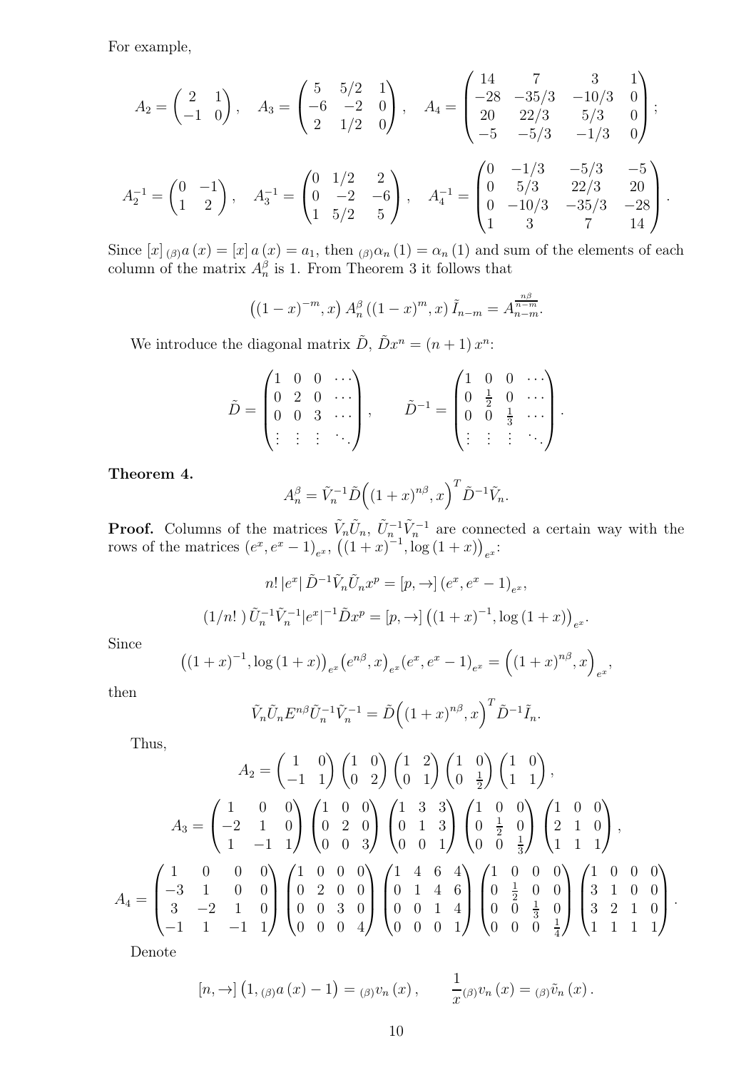For example,

$$A_2=\begin{pmatrix}2&1\\-1&0\end{pmatrix},\quad A_3=\begin{pmatrix}5&5/2&1\\-6&-2&0\\2&1/2&0\end{pmatrix},\quad A_4=\begin{pmatrix}14&7&3&1\\-28&-35/3&-10/3&0\\20&22/3&5/3&0\\-5&-5/3&-1/3&0\end{pmatrix};$$

$$A_2^{-1}=\begin{pmatrix}0&-1\\1&2\end{pmatrix},\quad A_3^{-1}=\begin{pmatrix}0&1/2&2\\0&-2&-6\\1&5/2&5\end{pmatrix},\quad A_4^{-1}=\begin{pmatrix}0&-1/3&-5/3&-5\\0&5/3&22/3&20\\0&-10/3&-35/3&-28\\1&3&7&14\end{pmatrix}.$$

Since $[x]\,{}_{(\beta)}a\left(x\right)=[x]\,a\left(x\right)=a_1$, then ${}_{(\beta)}\alpha_n\left(1\right)=\alpha_n\left(1\right)$ and sum of the elements of each column of the matrix $A_n^\beta$ is 1. From Theorem 3 it follows that

$$\left((1-x)^{-m},x\right)A_n^\beta\left((1-x)^m,x\right)\tilde I_{n-m}=A_{n-m}^{\frac{n\beta}{n-m}}.$$

We introduce the diagonal matrix $\tilde D$, $\tilde Dx^n=(n+1)\,x^n$:

$$\tilde D=\begin{pmatrix}1&0&0&\cdots\\0&2&0&\cdots\\0&0&3&\cdots\\\vdots&\vdots&\vdots&\ddots\end{pmatrix},\qquad \tilde D^{-1}=\begin{pmatrix}1&0&0&\cdots\\0&\frac12&0&\cdots\\0&0&\frac13&\cdots\\\vdots&\vdots&\vdots&\ddots\end{pmatrix}.$$

**Theorem 4.**

$$A_n^\beta=\tilde V_n^{-1}\tilde D\Big((1+x)^{n\beta},x\Big)^T\tilde D^{-1}\tilde V_n.$$

**Proof.** Columns of the matrices $\tilde V_n\tilde U_n$, $\tilde U_n^{-1}\tilde V_n^{-1}$ are connected a certain way with the rows of the matrices $\left(e^x,e^x-1\right)_{e^x}$, $\left((1+x)^{-1},\log\left(1+x\right)\right)_{e^x}$:

$$n!\,|e^x|\,\tilde D^{-1}\tilde V_n\tilde U_nx^p=[p,\rightarrow]\left(e^x,e^x-1\right)_{e^x},$$

$$(1/n!\,)\,\tilde U_n^{-1}\tilde V_n^{-1}|e^x|^{-1}\tilde Dx^p=[p,\rightarrow]\left((1+x)^{-1},\log\left(1+x\right)\right)_{e^x}.$$

Since

$$\left((1+x)^{-1},\log\left(1+x\right)\right)_{e^x}\left(e^{n\beta},x\right)_{e^x}\left(e^x,e^x-1\right)_{e^x}=\Big((1+x)^{n\beta},x\Big)_{e^x},$$

then

$$\tilde V_n\tilde U_nE^{n\beta}\tilde U_n^{-1}\tilde V_n^{-1}=\tilde D\Big((1+x)^{n\beta},x\Big)^T\tilde D^{-1}\tilde I_n.$$

Thus,

$$A_2=\begin{pmatrix}1&0\\-1&1\end{pmatrix}\begin{pmatrix}1&0\\0&2\end{pmatrix}\begin{pmatrix}1&2\\0&1\end{pmatrix}\begin{pmatrix}1&0\\0&\frac12\end{pmatrix}\begin{pmatrix}1&0\\1&1\end{pmatrix},$$

$$A_3=\begin{pmatrix}1&0&0\\-2&1&0\\1&-1&1\end{pmatrix}\begin{pmatrix}1&0&0\\0&2&0\\0&0&3\end{pmatrix}\begin{pmatrix}1&3&3\\0&1&3\\0&0&1\end{pmatrix}\begin{pmatrix}1&0&0\\0&\frac12&0\\0&0&\frac13\end{pmatrix}\begin{pmatrix}1&0&0\\2&1&0\\1&1&1\end{pmatrix},$$

$$A_4=\begin{pmatrix}1&0&0&0\\-3&1&0&0\\3&-2&1&0\\-1&1&-1&1\end{pmatrix}\begin{pmatrix}1&0&0&0\\0&2&0&0\\0&0&3&0\\0&0&0&4\end{pmatrix}\begin{pmatrix}1&4&6&4\\0&1&4&6\\0&0&1&4\\0&0&0&1\end{pmatrix}\begin{pmatrix}1&0&0&0\\0&\frac12&0&0\\0&0&\frac13&0\\0&0&0&\frac14\end{pmatrix}\begin{pmatrix}1&0&0&0\\3&1&0&0\\3&2&1&0\\1&1&1&1\end{pmatrix}.$$

Denote

$$[n,\rightarrow]\left(1,{}_{(\beta)}a\left(x\right)-1\right)={}_{(\beta)}v_n\left(x\right),\qquad \frac{1}{x}{}_{(\beta)}v_n\left(x\right)={}_{(\beta)}\tilde v_n\left(x\right).$$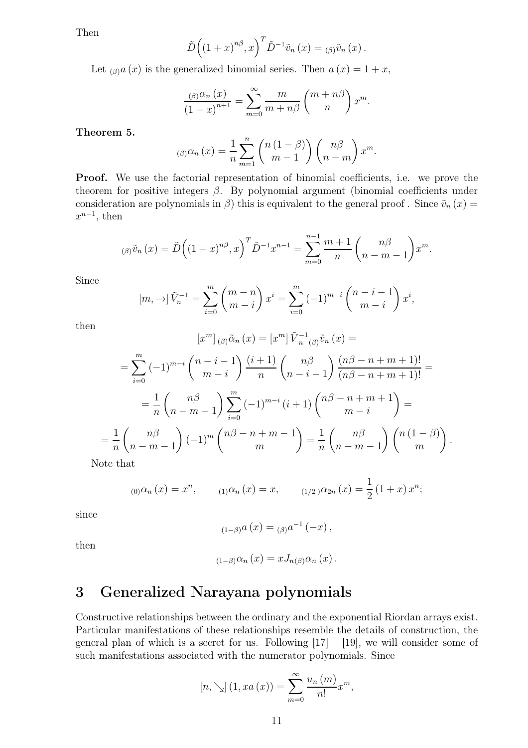Then

$$\tilde{D}\Big((1+x)^{n\beta}, x\Big)^T \tilde{D}^{-1}\tilde{v}_n(x) = {}_{(\beta)}\tilde{v}_n(x).$$

Let ${}_{(\beta)}a(x)$ is the generalized binomial series. Then $a(x) = 1 + x$,

$$\frac{{}_{(\beta)}\alpha_n(x)}{(1-x)^{n+1}} = \sum_{m=0}^{\infty} \frac{m}{m+n\beta}\binom{m+n\beta}{n} x^m.$$

**Theorem 5.**

$${}_{(\beta)}\alpha_n(x) = \frac{1}{n}\sum_{m=1}^{n}\binom{n(1-\beta)}{m-1}\binom{n\beta}{n-m}x^m.$$

**Proof.** We use the factorial representation of binomial coefficients, i.e. we prove the theorem for positive integers $\beta$. By polynomial argument (binomial coefficients under consideration are polynomials in $\beta$) this is equivalent to the general proof . Since $\tilde{v}_n(x) = x^{n-1}$, then

$${}_{(\beta)}\tilde{v}_n(x) = \tilde{D}\Big((1+x)^{n\beta}, x\Big)^T \tilde{D}^{-1}x^{n-1} = \sum_{m=0}^{n-1}\frac{m+1}{n}\binom{n\beta}{n-m-1}x^m.$$

Since

$$[m, \rightarrow]\,\tilde{V}_n^{-1} = \sum_{i=0}^{m}\binom{m-n}{m-i}x^i = \sum_{i=0}^{m}(-1)^{m-i}\binom{n-i-1}{m-i}x^i,$$

then

$$[x^m]\,{}_{(\beta)}\tilde{\alpha}_n(x) = [x^m]\,\tilde{V}_n^{-1}\,{}_{(\beta)}\tilde{v}_n(x) =$$

$$= \sum_{i=0}^{m}(-1)^{m-i}\binom{n-i-1}{m-i}\frac{(i+1)}{n}\binom{n\beta}{n-i-1}\frac{(n\beta-n+m+1)!}{(n\beta-n+m+1)!} =$$

$$= \frac{1}{n}\binom{n\beta}{n-m-1}\sum_{i=0}^{m}(-1)^{m-i}(i+1)\binom{n\beta-n+m+1}{m-i} =$$

$$= \frac{1}{n}\binom{n\beta}{n-m-1}(-1)^m\binom{n\beta-n+m-1}{m} = \frac{1}{n}\binom{n\beta}{n-m-1}\binom{n(1-\beta)}{m}.$$

Note that

$${}_{(0)}\alpha_n(x) = x^n, \qquad {}_{(1)}\alpha_n(x) = x, \qquad {}_{(1/2\,)}\alpha_{2n}(x) = \frac{1}{2}(1+x)\,x^n;$$

since

$${}_{(1-\beta)}a(x) = {}_{(\beta)}a^{-1}(-x),$$

then

$${}_{(1-\beta)}\alpha_n(x) = xJ_{n(\beta)}\alpha_n(x).$$

# 3 Generalized Narayana polynomials

Constructive relationships between the ordinary and the exponential Riordan arrays exist. Particular manifestations of these relationships resemble the details of construction, the general plan of which is a secret for us. Following [17] – [19], we will consider some of such manifestations associated with the numerator polynomials. Since

$$[n, \searrow]\,(1, xa(x)) = \sum_{m=0}^{\infty}\frac{u_n(m)}{n!}x^m,$$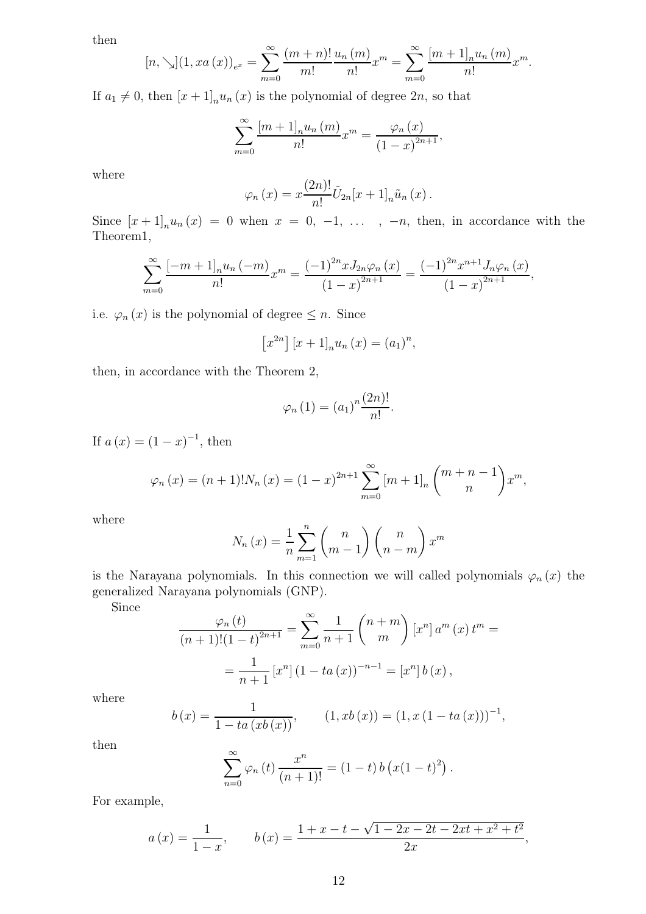then

$$[n,\searrow](1,xa(x))_{e^x}=\sum_{m=0}^{\infty}\frac{(m+n)!}{m!}\frac{u_n(m)}{n!}x^m=\sum_{m=0}^{\infty}\frac{[m+1]_n u_n(m)}{n!}x^m.$$

If $a_1\neq 0$, then $[x+1]_n u_n(x)$ is the polynomial of degree $2n$, so that

$$\sum_{m=0}^{\infty}\frac{[m+1]_n u_n(m)}{n!}x^m=\frac{\varphi_n(x)}{(1-x)^{2n+1}},$$

where

$$\varphi_n(x)=x\frac{(2n)!}{n!}\tilde{U}_{2n}[x+1]_n\tilde{u}_n(x).$$

Since $[x+1]_n u_n(x)=0$ when $x=0,\ -1,\ \ldots\ ,\ -n$, then, in accordance with the Theorem1,

$$\sum_{m=0}^{\infty}\frac{[-m+1]_n u_n(-m)}{n!}x^m=\frac{(-1)^{2n}xJ_{2n}\varphi_n(x)}{(1-x)^{2n+1}}=\frac{(-1)^{2n}x^{n+1}J_n\varphi_n(x)}{(1-x)^{2n+1}},$$

i.e. $\varphi_n(x)$ is the polynomial of degree $\leq n$. Since

$$\left[x^{2n}\right][x+1]_n u_n(x)=(a_1)^n,$$

then, in accordance with the Theorem 2,

$$\varphi_n(1)=(a_1)^n\frac{(2n)!}{n!}.$$

If $a(x)=(1-x)^{-1}$, then

$$\varphi_n(x)=(n+1)!N_n(x)=(1-x)^{2n+1}\sum_{m=0}^{\infty}[m+1]_n\binom{m+n-1}{n}x^m,$$

where

$$N_n(x)=\frac{1}{n}\sum_{m=1}^{n}\binom{n}{m-1}\binom{n}{n-m}x^m$$

is the Narayana polynomials. In this connection we will called polynomials $\varphi_n(x)$ the generalized Narayana polynomials (GNP).

Since

$$\frac{\varphi_n(t)}{(n+1)!(1-t)^{2n+1}}=\sum_{m=0}^{\infty}\frac{1}{n+1}\binom{n+m}{m}[x^n]\,a^m(x)\,t^m=$$

$$=\frac{1}{n+1}[x^n](1-ta(x))^{-n-1}=[x^n]\,b(x),$$

where

$$b(x)=\frac{1}{1-ta(xb(x))},\qquad (1,xb(x))=(1,x(1-ta(x)))^{-1},$$

then

$$\sum_{n=0}^{\infty}\varphi_n(t)\frac{x^n}{(n+1)!}=(1-t)\,b\left(x(1-t)^2\right).$$

For example,

$$a(x)=\frac{1}{1-x},\qquad b(x)=\frac{1+x-t-\sqrt{1-2x-2t-2xt+x^2+t^2}}{2x},$$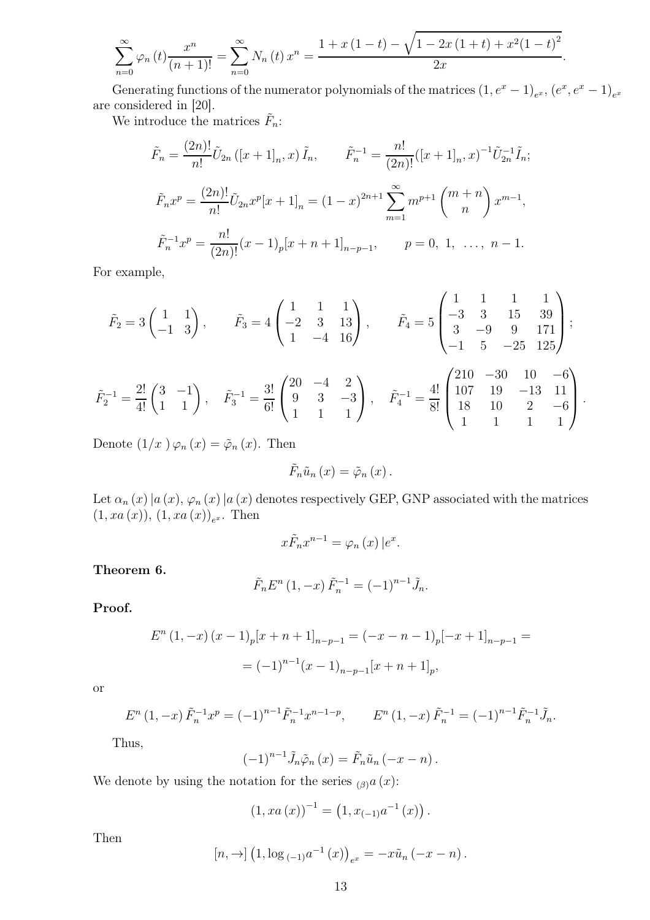$$\sum_{n=0}^{\infty}\varphi_n(t)\frac{x^n}{(n+1)!}=\sum_{n=0}^{\infty}N_n(t)\,x^n=\frac{1+x(1-t)-\sqrt{1-2x(1+t)+x^2(1-t)^2}}{2x}.$$

Generating functions of the numerator polynomials of the matrices $(1,e^x-1)_{e^x}$, $(e^x,e^x-1)_{e^x}$ are considered in [20].

We introduce the matrices $\tilde{F}_n$:

$$\tilde{F}_n=\frac{(2n)!}{n!}\tilde{U}_{2n}([x+1]_n,x)\,\tilde{I}_n,\qquad \tilde{F}_n^{-1}=\frac{n!}{(2n)!}([x+1]_n,x)^{-1}\tilde{U}_{2n}^{-1}\tilde{I}_n;$$

$$\tilde{F}_nx^p=\frac{(2n)!}{n!}\tilde{U}_{2n}x^p[x+1]_n=(1-x)^{2n+1}\sum_{m=1}^{\infty}m^{p+1}\binom{m+n}{n}x^{m-1},$$

$$\tilde{F}_n^{-1}x^p=\frac{n!}{(2n)!}(x-1)_p[x+n+1]_{n-p-1},\qquad p=0,\ 1,\ \ldots,\ n-1.$$

For example,

$$\tilde{F}_2=3\begin{pmatrix}1&1\\-1&3\end{pmatrix},\qquad \tilde{F}_3=4\begin{pmatrix}1&1&1\\-2&3&13\\1&-4&16\end{pmatrix},\qquad \tilde{F}_4=5\begin{pmatrix}1&1&1&1\\-3&3&15&39\\3&-9&9&171\\-1&5&-25&125\end{pmatrix};$$

$$\tilde{F}_2^{-1}=\frac{2!}{4!}\begin{pmatrix}3&-1\\1&1\end{pmatrix},\quad \tilde{F}_3^{-1}=\frac{3!}{6!}\begin{pmatrix}20&-4&2\\9&3&-3\\1&1&1\end{pmatrix},\quad \tilde{F}_4^{-1}=\frac{4!}{8!}\begin{pmatrix}210&-30&10&-6\\107&19&-13&11\\18&10&2&-6\\1&1&1&1\end{pmatrix}.$$

Denote $(1/x)\,\varphi_n(x)=\tilde{\varphi}_n(x)$. Then

$$\tilde{F}_n\tilde{u}_n(x)=\tilde{\varphi}_n(x).$$

Let $\alpha_n(x)\,|a(x)$, $\varphi_n(x)\,|a(x)$ denotes respectively GEP, GNP associated at the matrices $(1,xa(x))$, $(1,xa(x))_{e^x}$. Then

$$x\tilde{F}_nx^{n-1}=\varphi_n(x)\,|e^x.$$

**Theorem 6.**

$$\tilde{F}_nE^n(1,-x)\,\tilde{F}_n^{-1}=(-1)^{n-1}\tilde{J}_n.$$

**Proof.**

$$E^n(1,-x)\,(x-1)_p[x+n+1]_{n-p-1}=(-x-n-1)_p[-x+1]_{n-p-1}=$$

$$=(-1)^{n-1}(x-1)_{n-p-1}[x+n+1]_p,$$

or

$$E^n(1,-x)\,\tilde{F}_n^{-1}x^p=(-1)^{n-1}\tilde{F}_n^{-1}x^{n-1-p},\qquad E^n(1,-x)\,\tilde{F}_n^{-1}=(-1)^{n-1}\tilde{F}_n^{-1}\tilde{J}_n.$$

Thus,

$$(-1)^{n-1}\tilde{J}_n\tilde{\varphi}_n(x)=\tilde{F}_n\tilde{u}_n(-x-n).$$

We denote by using the notation for the series ${}_{(\beta)}a(x)$:

$$(1,xa(x))^{-1}=\left(1,x_{(-1)}a^{-1}(x)\right).$$

Then

$$[n,\rightarrow]\left(1,\log{}_{(-1)}a^{-1}(x)\right)_{e^x}=-x\tilde{u}_n(-x-n).$$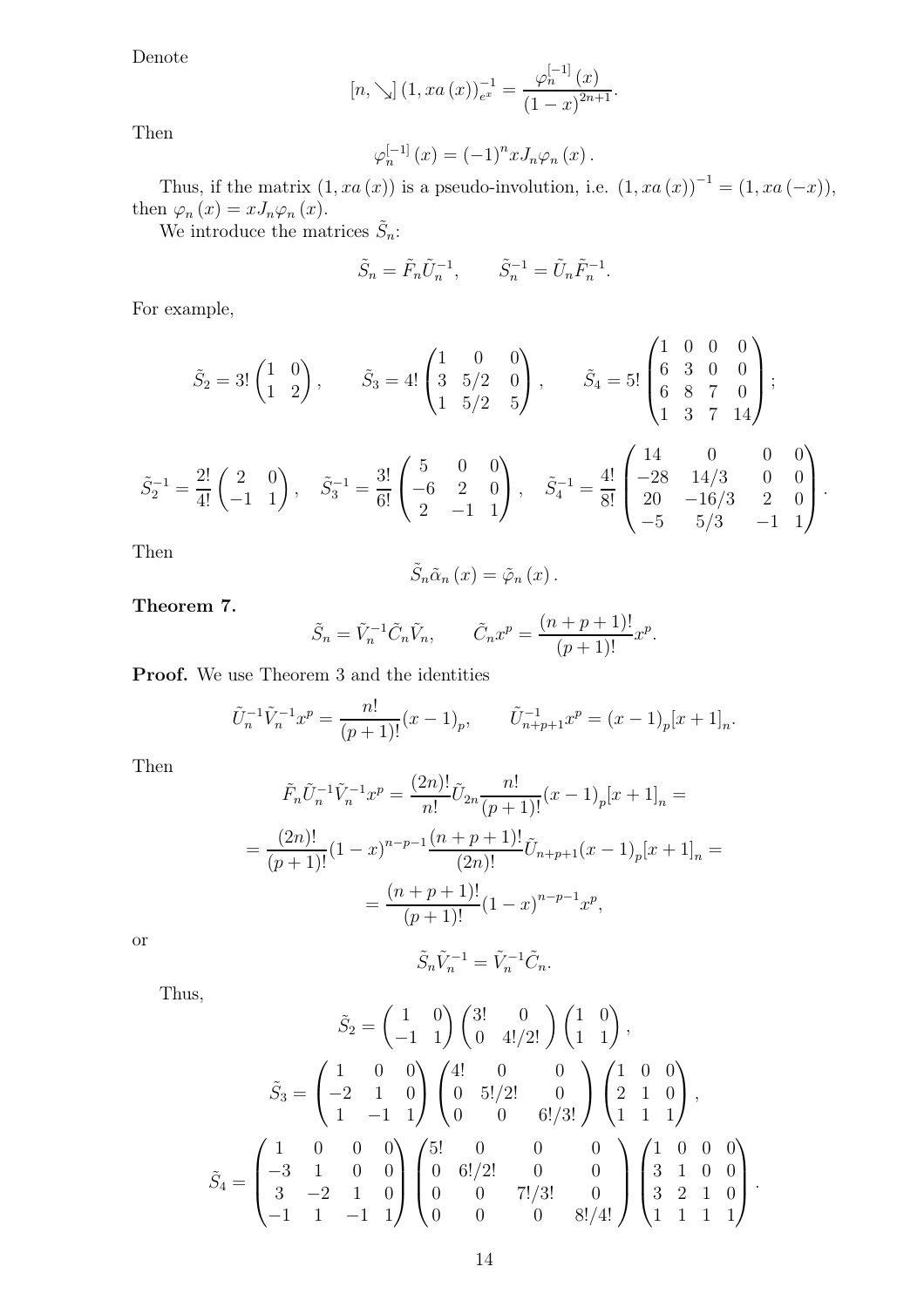Denote

$$[n, \searrow] \left(1, xa\left(x\right)\right)_{e^x}^{-1} = \frac{\varphi_n^{[-1]}\left(x\right)}{\left(1-x\right)^{2n+1}}.$$

Then

$$\varphi_n^{[-1]}\left(x\right) = (-1)^n x J_n \varphi_n\left(x\right).$$

Thus, if the matrix $(1, xa\left(x\right))$ is a pseudo-involution, i.e. $\left(1, xa\left(x\right)\right)^{-1} = \left(1, xa\left(-x\right)\right)$, then $\varphi_n\left(x\right) = xJ_n\varphi_n\left(x\right)$.

We introduce the matrices $\tilde{S}_n$:

$$\tilde{S}_n = \tilde{F}_n \tilde{U}_n^{-1}, \qquad \tilde{S}_n^{-1} = \tilde{U}_n \tilde{F}_n^{-1}.$$

For example,

$$\tilde{S}_2 = 3! \begin{pmatrix} 1 & 0 \\ 1 & 2 \end{pmatrix}, \qquad \tilde{S}_3 = 4! \begin{pmatrix} 1 & 0 & 0 \\ 3 & 5/2 & 0 \\ 1 & 5/2 & 5 \end{pmatrix}, \qquad \tilde{S}_4 = 5! \begin{pmatrix} 1 & 0 & 0 & 0 \\ 6 & 3 & 0 & 0 \\ 6 & 8 & 7 & 0 \\ 1 & 3 & 7 & 14 \end{pmatrix};$$

$$\tilde{S}_2^{-1} = \frac{2!}{4!} \begin{pmatrix} 2 & 0 \\ -1 & 1 \end{pmatrix}, \quad \tilde{S}_3^{-1} = \frac{3!}{6!} \begin{pmatrix} 5 & 0 & 0 \\ -6 & 2 & 0 \\ 2 & -1 & 1 \end{pmatrix}, \quad \tilde{S}_4^{-1} = \frac{4!}{8!} \begin{pmatrix} 14 & 0 & 0 & 0 \\ -28 & 14/3 & 0 & 0 \\ 20 & -16/3 & 2 & 0 \\ -5 & 5/3 & -1 & 1 \end{pmatrix}.$$

Then

$$\tilde{S}_n \tilde{\alpha}_n\left(x\right) = \tilde{\varphi}_n\left(x\right).$$

**Theorem 7.**

$$\tilde{S}_n = \tilde{V}_n^{-1} \tilde{C}_n \tilde{V}_n, \qquad \tilde{C}_n x^p = \frac{(n+p+1)!}{(p+1)!} x^p.$$

**Proof.** We use Theorem 3 and the identities

$$\tilde{U}_n^{-1} \tilde{V}_n^{-1} x^p = \frac{n!}{(p+1)!} (x-1)_p, \qquad \tilde{U}_{n+p+1}^{-1} x^p = (x-1)_p [x+1]_n.$$

Then

$$\tilde{F}_n \tilde{U}_n^{-1} \tilde{V}_n^{-1} x^p = \frac{(2n)!}{n!} \tilde{U}_{2n} \frac{n!}{(p+1)!} (x-1)_p [x+1]_n =$$

$$= \frac{(2n)!}{(p+1)!} (1-x)^{n-p-1} \frac{(n+p+1)!}{(2n)!} \tilde{U}_{n+p+1} (x-1)_p [x+1]_n =$$

$$= \frac{(n+p+1)!}{(p+1)!} (1-x)^{n-p-1} x^p,$$

or

$$\tilde{S}_n \tilde{V}_n^{-1} = \tilde{V}_n^{-1} \tilde{C}_n.$$

Thus,

$$\tilde{S}_2 = \begin{pmatrix} 1 & 0 \\ -1 & 1 \end{pmatrix} \begin{pmatrix} 3! & 0 \\ 0 & 4!/2! \end{pmatrix} \begin{pmatrix} 1 & 0 \\ 1 & 1 \end{pmatrix},$$

$$\tilde{S}_3 = \begin{pmatrix} 1 & 0 & 0 \\ -2 & 1 & 0 \\ 1 & -1 & 1 \end{pmatrix} \begin{pmatrix} 4! & 0 & 0 \\ 0 & 5!/2! & 0 \\ 0 & 0 & 6!/3! \end{pmatrix} \begin{pmatrix} 1 & 0 & 0 \\ 2 & 1 & 0 \\ 1 & 1 & 1 \end{pmatrix},$$

$$\tilde{S}_4 = \begin{pmatrix} 1 & 0 & 0 & 0 \\ -3 & 1 & 0 & 0 \\ 3 & -2 & 1 & 0 \\ -1 & 1 & -1 & 1 \end{pmatrix} \begin{pmatrix} 5! & 0 & 0 & 0 \\ 0 & 6!/2! & 0 & 0 \\ 0 & 0 & 7!/3! & 0 \\ 0 & 0 & 0 & 8!/4! \end{pmatrix} \begin{pmatrix} 1 & 0 & 0 & 0 \\ 3 & 1 & 0 & 0 \\ 3 & 2 & 1 & 0 \\ 1 & 1 & 1 & 1 \end{pmatrix}.$$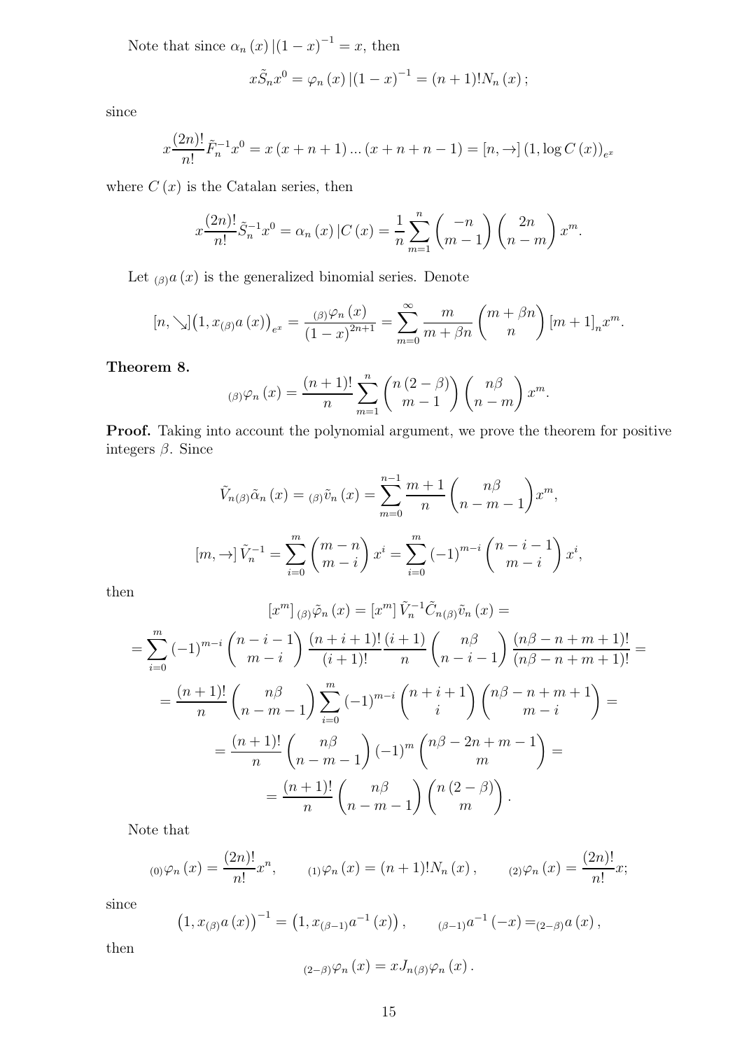Note that since $\alpha_n(x)\,|(1-x)^{-1} = x$, then

$$x\tilde{S}_n x^0 = \varphi_n(x)\,|(1-x)^{-1} = (n+1)!N_n(x);$$

since

$$x\frac{(2n)!}{n!}\tilde{F}_n^{-1}x^0 = x(x+n+1)\ldots(x+n+n-1) = [n,\to](1,\log C(x))_{e^x}$$

where $C(x)$ is the Catalan series, then

$$x\frac{(2n)!}{n!}\tilde{S}_n^{-1}x^0 = \alpha_n(x)\,|C(x) = \frac{1}{n}\sum_{m=1}^{n}\binom{-n}{m-1}\binom{2n}{n-m}x^m.$$

Let ${}_{(\beta)}a(x)$ is the generalized binomial series. Denote

$$[n,\searrow]\big(1,x_{(\beta)}a(x)\big)_{e^x} = \frac{{}_{(\beta)}\varphi_n(x)}{(1-x)^{2n+1}} = \sum_{m=0}^{\infty}\frac{m}{m+\beta n}\binom{m+\beta n}{n}[m+1]_n x^m.$$

**Theorem 8.**

$$ {}_{(\beta)}\varphi_n(x) = \frac{(n+1)!}{n}\sum_{m=1}^{n}\binom{n(2-\beta)}{m-1}\binom{n\beta}{n-m}x^m.$$

**Proof.** Taking into account the polynomial argument, we prove the theorem for positive integers $\beta$. Since

$$\tilde{V}_{n(\beta)}\tilde{\alpha}_n(x) = {}_{(\beta)}\tilde{v}_n(x) = \sum_{m=0}^{n-1}\frac{m+1}{n}\binom{n\beta}{n-m-1}x^m,$$

$$[m,\to]\,\tilde{V}_n^{-1} = \sum_{i=0}^{m}\binom{m-n}{m-i}x^i = \sum_{i=0}^{m}(-1)^{m-i}\binom{n-i-1}{m-i}x^i,$$

then

$$[x^m]\,{}_{(\beta)}\tilde{\varphi}_n(x) = [x^m]\,\tilde{V}_n^{-1}\tilde{C}_{n(\beta)}\tilde{v}_n(x) =$$

$$= \sum_{i=0}^{m}(-1)^{m-i}\binom{n-i-1}{m-i}\frac{(n+i+1)!}{(i+1)!}\frac{(i+1)}{n}\binom{n\beta}{n-i-1}\frac{(n\beta-n+m+1)!}{(n\beta-n+m+1)!} =$$

$$= \frac{(n+1)!}{n}\binom{n\beta}{n-m-1}\sum_{i=0}^{m}(-1)^{m-i}\binom{n+i+1}{i}\binom{n\beta-n+m+1}{m-i} =$$

$$= \frac{(n+1)!}{n}\binom{n\beta}{n-m-1}(-1)^m\binom{n\beta-2n+m-1}{m} =$$

$$= \frac{(n+1)!}{n}\binom{n\beta}{n-m-1}\binom{n(2-\beta)}{m}.$$

Note that

$$ {}_{(0)}\varphi_n(x) = \frac{(2n)!}{n!}x^n, \qquad {}_{(1)}\varphi_n(x) = (n+1)!N_n(x), \qquad {}_{(2)}\varphi_n(x) = \frac{(2n)!}{n!}x;$$

since

$$\big(1,x_{(\beta)}a(x)\big)^{-1} = \big(1,x_{(\beta-1)}a^{-1}(x)\big), \qquad {}_{(\beta-1)}a^{-1}(-x) = {}_{(2-\beta)}a(x),$$

then

$$ {}_{(2-\beta)}\varphi_n(x) = xJ_{n(\beta)}\varphi_n(x).$$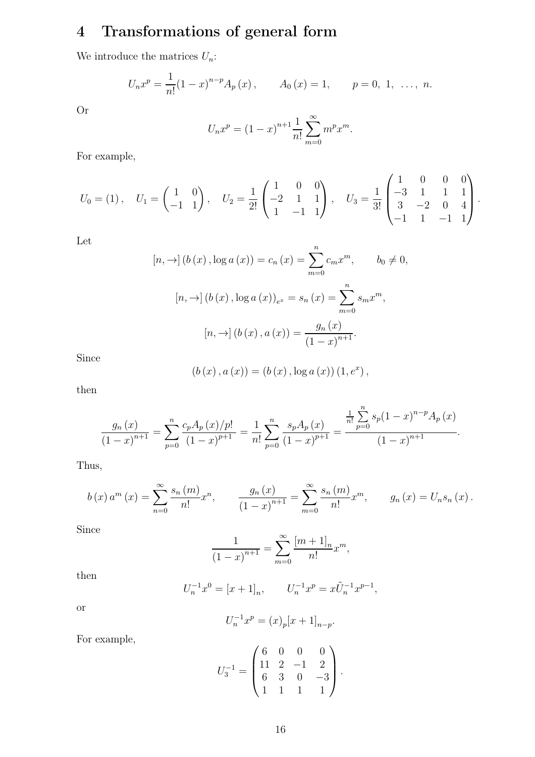# 4 Transformations of general form

We introduce the matrices $U_n$:

$$U_n x^p = \frac{1}{n!}(1-x)^{n-p} A_p(x), \qquad A_0(x) = 1, \qquad p = 0,\ 1,\ \ldots,\ n.$$

Or

$$U_n x^p = (1-x)^{n+1} \frac{1}{n!} \sum_{m=0}^{\infty} m^p x^m.$$

For example,

$$U_0 = (1), \quad U_1 = \begin{pmatrix} 1 & 0 \\ -1 & 1 \end{pmatrix}, \quad U_2 = \frac{1}{2!}\begin{pmatrix} 1 & 0 & 0 \\ -2 & 1 & 1 \\ 1 & -1 & 1 \end{pmatrix}, \quad U_3 = \frac{1}{3!}\begin{pmatrix} 1 & 0 & 0 & 0 \\ -3 & 1 & 1 & 1 \\ 3 & -2 & 0 & 4 \\ -1 & 1 & -1 & 1 \end{pmatrix}.$$

Let

$$[n, \to]\left(b(x), \log a(x)\right) = c_n(x) = \sum_{m=0}^{n} c_m x^m, \qquad b_0 \neq 0,$$

$$[n, \to]\left(b(x), \log a(x)\right)_{e^x} = s_n(x) = \sum_{m=0}^{n} s_m x^m,$$

$$[n, \to]\left(b(x), a(x)\right) = \frac{g_n(x)}{(1-x)^{n+1}}.$$

Since

$$\left(b(x), a(x)\right) = \left(b(x), \log a(x)\right)\left(1, e^x\right),$$

then

$$\frac{g_n(x)}{(1-x)^{n+1}} = \sum_{p=0}^{n} \frac{c_p A_p(x)/p!}{(1-x)^{p+1}} = \frac{1}{n!}\sum_{p=0}^{n} \frac{s_p A_p(x)}{(1-x)^{p+1}} = \frac{\frac{1}{n!}\sum\limits_{p=0}^{n} s_p (1-x)^{n-p} A_p(x)}{(1-x)^{n+1}}.$$

Thus,

$$b(x)\, a^m(x) = \sum_{n=0}^{\infty} \frac{s_n(m)}{n!} x^n, \qquad \frac{g_n(x)}{(1-x)^{n+1}} = \sum_{m=0}^{\infty} \frac{s_n(m)}{n!} x^m, \qquad g_n(x) = U_n s_n(x).$$

Since

$$\frac{1}{(1-x)^{n+1}} = \sum_{m=0}^{\infty} \frac{[m+1]_n}{n!} x^m,$$

then

$$U_n^{-1} x^0 = [x+1]_n, \qquad U_n^{-1} x^p = x \tilde{U}_n^{-1} x^{p-1},$$

or

$$U_n^{-1} x^p = (x)_p [x+1]_{n-p}.$$

For example,

$$U_3^{-1} = \begin{pmatrix} 6 & 0 & 0 & 0 \\ 11 & 2 & -1 & 2 \\ 6 & 3 & 0 & -3 \\ 1 & 1 & 1 & 1 \end{pmatrix}.$$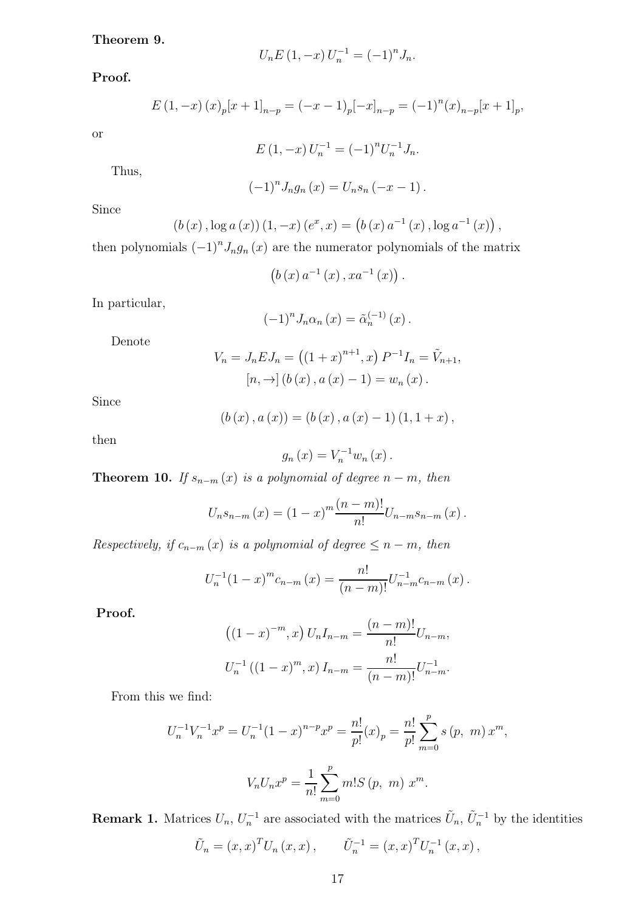**Theorem 9.**

$$U_n E\left(1,-x\right)U_n^{-1}=(-1)^n J_n.$$

**Proof.**

$$E\left(1,-x\right)(x)_p[x+1]_{n-p}=(-x-1)_p[-x]_{n-p}=(-1)^n(x)_{n-p}[x+1]_p,$$

or

$$E\left(1,-x\right)U_n^{-1}=(-1)^n U_n^{-1}J_n.$$

Thus,

$$(-1)^n J_n g_n\left(x\right)=U_n s_n\left(-x-1\right).$$

Since

$$\left(b\left(x\right),\log a\left(x\right)\right)\left(1,-x\right)\left(e^x,x\right)=\left(b\left(x\right)a^{-1}\left(x\right),\log a^{-1}\left(x\right)\right),$$

then polynomials $(-1)^n J_n g_n\left(x\right)$ are the numerator polynomials of the matrix

$$\left(b\left(x\right)a^{-1}\left(x\right),xa^{-1}\left(x\right)\right).$$

In particular,

$$(-1)^n J_n\alpha_n\left(x\right)=\tilde{\alpha}_n^{(-1)}\left(x\right).$$

Denote

$$V_n=J_nEJ_n=\left((1+x)^{n+1},x\right)P^{-1}I_n=\tilde{V}_{n+1},$$
$$[n,\to]\left(b\left(x\right),a\left(x\right)-1\right)=w_n\left(x\right).$$

Since

$$\left(b\left(x\right),a\left(x\right)\right)=\left(b\left(x\right),a\left(x\right)-1\right)\left(1,1+x\right),$$

then

$$g_n\left(x\right)=V_n^{-1}w_n\left(x\right).$$

**Theorem 10.** *If $s_{n-m}\left(x\right)$ is a polynomial of degree $n-m$, then*

$$U_n s_{n-m}\left(x\right)=(1-x)^m\frac{(n-m)!}{n!}U_{n-m}s_{n-m}\left(x\right).$$

*Respectively, if $c_{n-m}\left(x\right)$ is a polynomial of degree $\le n-m$, then*

$$U_n^{-1}(1-x)^m c_{n-m}\left(x\right)=\frac{n!}{(n-m)!}U_{n-m}^{-1}c_{n-m}\left(x\right).$$

**Proof.**

$$\left((1-x)^{-m},x\right)U_nI_{n-m}=\frac{(n-m)!}{n!}U_{n-m},$$
$$U_n^{-1}\left((1-x)^m,x\right)I_{n-m}=\frac{n!}{(n-m)!}U_{n-m}^{-1}.$$

From this we find:

$$U_n^{-1}V_n^{-1}x^p=U_n^{-1}(1-x)^{n-p}x^p=\frac{n!}{p!}(x)_p=\frac{n!}{p!}\sum_{m=0}^{p}s\left(p,\ m\right)x^m,$$

$$V_nU_nx^p=\frac{1}{n!}\sum_{m=0}^{p}m!S\left(p,\ m\right)\,x^m.$$

**Remark 1.** Matrices $U_n$, $U_n^{-1}$ are associated with the matrices $\tilde{U}_n$, $\tilde{U}_n^{-1}$ by the identities

$$\tilde{U}_n=\left(x,x\right)^TU_n\left(x,x\right),\qquad\tilde{U}_n^{-1}=\left(x,x\right)^TU_n^{-1}\left(x,x\right),$$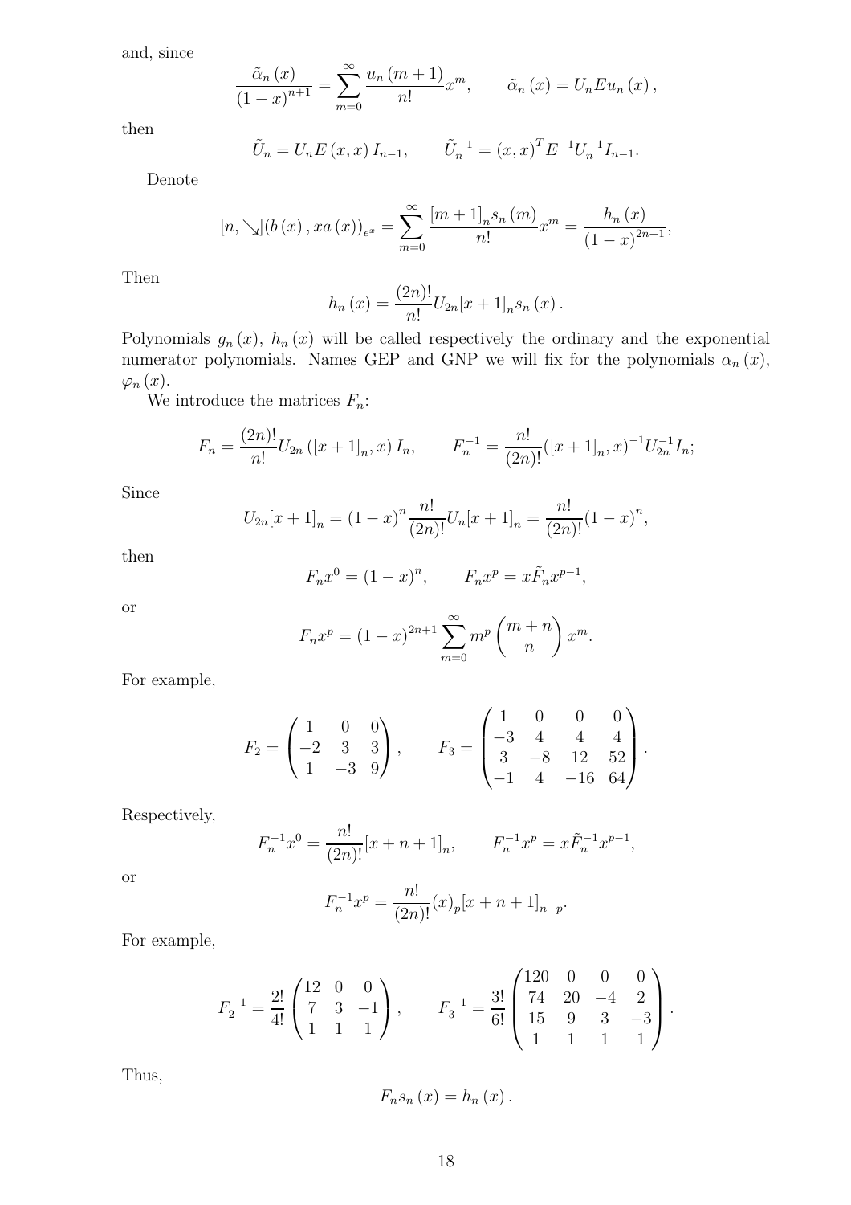and, since

$$\frac{\tilde{\alpha}_n(x)}{(1-x)^{n+1}} = \sum_{m=0}^{\infty} \frac{u_n(m+1)}{n!} x^m, \qquad \tilde{\alpha}_n(x) = U_n E u_n(x),$$

then

$$\tilde{U}_n = U_n E(x, x) I_{n-1}, \qquad \tilde{U}_n^{-1} = (x, x)^T E^{-1} U_n^{-1} I_{n-1}.$$

Denote

$$[n, \searrow](b(x), xa(x))_{e^x} = \sum_{m=0}^{\infty} \frac{[m+1]_n s_n(m)}{n!} x^m = \frac{h_n(x)}{(1-x)^{2n+1}},$$

Then

$$h_n(x) = \frac{(2n)!}{n!} U_{2n} [x+1]_n s_n(x).$$

Polynomials $g_n(x)$, $h_n(x)$ will be called respectively the ordinary and the exponential numerator polynomials. Names GEP and GNP we will fix for the polynomials $\alpha_n(x)$, $\varphi_n(x)$.

We introduce the matrices $F_n$:

$$F_n = \frac{(2n)!}{n!} U_{2n} ([x+1]_n, x) I_n, \qquad F_n^{-1} = \frac{n!}{(2n)!} ([x+1]_n, x)^{-1} U_{2n}^{-1} I_n;$$

Since

$$U_{2n} [x+1]_n = (1-x)^n \frac{n!}{(2n)!} U_n [x+1]_n = \frac{n!}{(2n)!} (1-x)^n,$$

then

$$F_n x^0 = (1-x)^n, \qquad F_n x^p = x \tilde{F}_n x^{p-1},$$

or

$$F_n x^p = (1-x)^{2n+1} \sum_{m=0}^{\infty} m^p \binom{m+n}{n} x^m.$$

For example,

$$F_2 = \begin{pmatrix} 1 & 0 & 0 \\ -2 & 3 & 3 \\ 1 & -3 & 9 \end{pmatrix}, \qquad F_3 = \begin{pmatrix} 1 & 0 & 0 & 0 \\ -3 & 4 & 4 & 4 \\ 3 & -8 & 12 & 52 \\ -1 & 4 & -16 & 64 \end{pmatrix}.$$

Respectively,

$$F_n^{-1} x^0 = \frac{n!}{(2n)!} [x+n+1]_n, \qquad F_n^{-1} x^p = x \tilde{F}_n^{-1} x^{p-1},$$

or

$$F_n^{-1} x^p = \frac{n!}{(2n)!} (x)_p [x+n+1]_{n-p}.$$

For example,

$$F_2^{-1} = \frac{2!}{4!} \begin{pmatrix} 12 & 0 & 0 \\ 7 & 3 & -1 \\ 1 & 1 & 1 \end{pmatrix}, \qquad F_3^{-1} = \frac{3!}{6!} \begin{pmatrix} 120 & 0 & 0 & 0 \\ 74 & 20 & -4 & 2 \\ 15 & 9 & 3 & -3 \\ 1 & 1 & 1 & 1 \end{pmatrix}.$$

Thus,

$$F_n s_n(x) = h_n(x).$$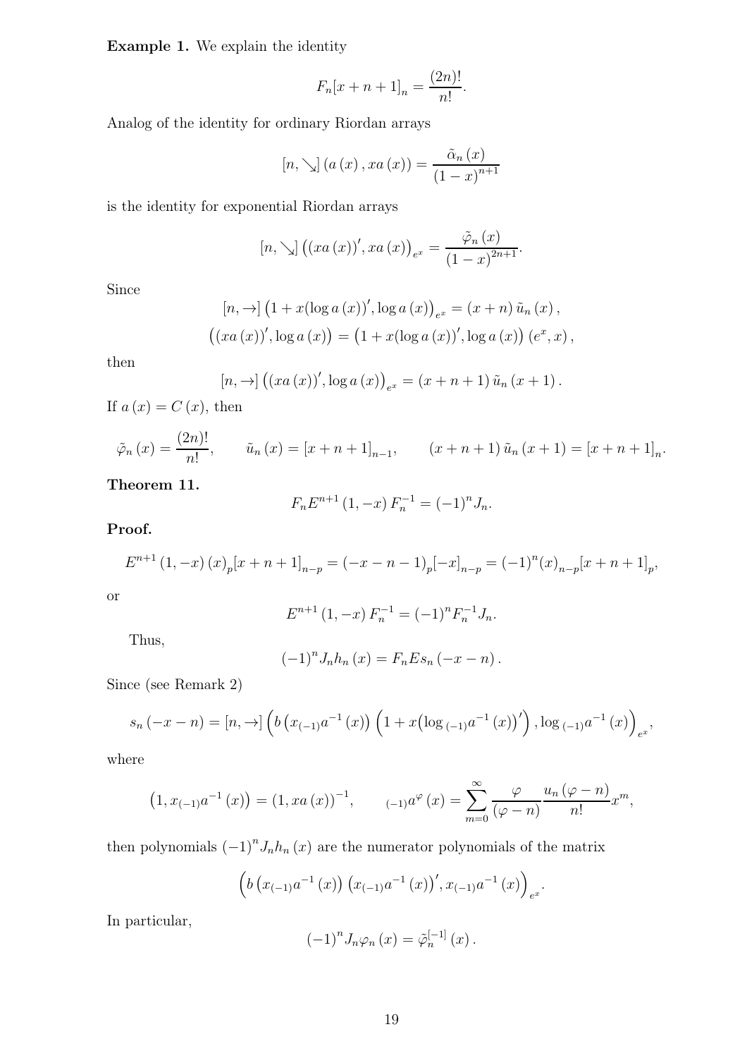**Example 1.** We explain the identity

$$F_n[x+n+1]_n = \frac{(2n)!}{n!}.$$

Analog of the identity for ordinary Riordan arrays

$$[n, \searrow]\left(a\left(x\right), xa\left(x\right)\right) = \frac{\tilde{\alpha}_n\left(x\right)}{\left(1-x\right)^{n+1}}$$

is the identity for exponential Riordan arrays

$$[n, \searrow]\left(\left(xa\left(x\right)\right)', xa\left(x\right)\right)_{e^x} = \frac{\tilde{\varphi}_n\left(x\right)}{\left(1-x\right)^{2n+1}}.$$

Since

$$[n, \rightarrow]\left(1+x(\log a\left(x\right))', \log a\left(x\right)\right)_{e^x} = \left(x+n\right)\tilde{u}_n\left(x\right),$$

$$\left(\left(xa\left(x\right)\right)', \log a\left(x\right)\right) = \left(1+x(\log a\left(x\right))', \log a\left(x\right)\right)\left(e^x, x\right),$$

then

$$[n, \rightarrow]\left(\left(xa\left(x\right)\right)', \log a\left(x\right)\right)_{e^x} = \left(x+n+1\right)\tilde{u}_n\left(x+1\right).$$

If $a\left(x\right) = C\left(x\right)$, then

$$\tilde{\varphi}_n\left(x\right) = \frac{(2n)!}{n!}, \qquad \tilde{u}_n\left(x\right) = [x+n+1]_{n-1}, \qquad \left(x+n+1\right)\tilde{u}_n\left(x+1\right) = [x+n+1]_n.$$

**Theorem 11.**

$$F_n E^{n+1}\left(1, -x\right) F_n^{-1} = (-1)^n J_n.$$

**Proof.**

$$E^{n+1}\left(1, -x\right)\left(x\right)_p [x+n+1]_{n-p} = \left(-x-n-1\right)_p [-x]_{n-p} = (-1)^n (x)_{n-p} [x+n+1]_p,$$

or

$$E^{n+1}\left(1, -x\right) F_n^{-1} = (-1)^n F_n^{-1} J_n.$$

Thus,

$$(-1)^n J_n h_n\left(x\right) = F_n E s_n\left(-x-n\right).$$

Since (see Remark 2)

$$s_n\left(-x-n\right) = [n, \rightarrow]\left(b\left(x_{(-1)}a^{-1}\left(x\right)\right)\left(1+x\left(\log_{\,(-1)}a^{-1}\left(x\right)\right)'\right), \log_{\,(-1)}a^{-1}\left(x\right)\right)_{e^x},$$

where

$$\left(1, x_{(-1)}a^{-1}\left(x\right)\right) = \left(1, xa\left(x\right)\right)^{-1}, \qquad {}_{(-1)}a^{\varphi}\left(x\right) = \sum_{m=0}^{\infty} \frac{\varphi}{\left(\varphi-n\right)} \frac{u_n\left(\varphi-n\right)}{n!} x^m,$$

then polynomials $\left(-1\right)^n J_n h_n\left(x\right)$ are the numerator polynomials of the matrix

$$\left(b\left(x_{(-1)}a^{-1}\left(x\right)\right)\left(x_{(-1)}a^{-1}\left(x\right)\right)', x_{(-1)}a^{-1}\left(x\right)\right)_{e^x}.$$

In particular,

$$\left(-1\right)^n J_n \varphi_n\left(x\right) = \tilde{\varphi}_n^{[-1]}\left(x\right).$$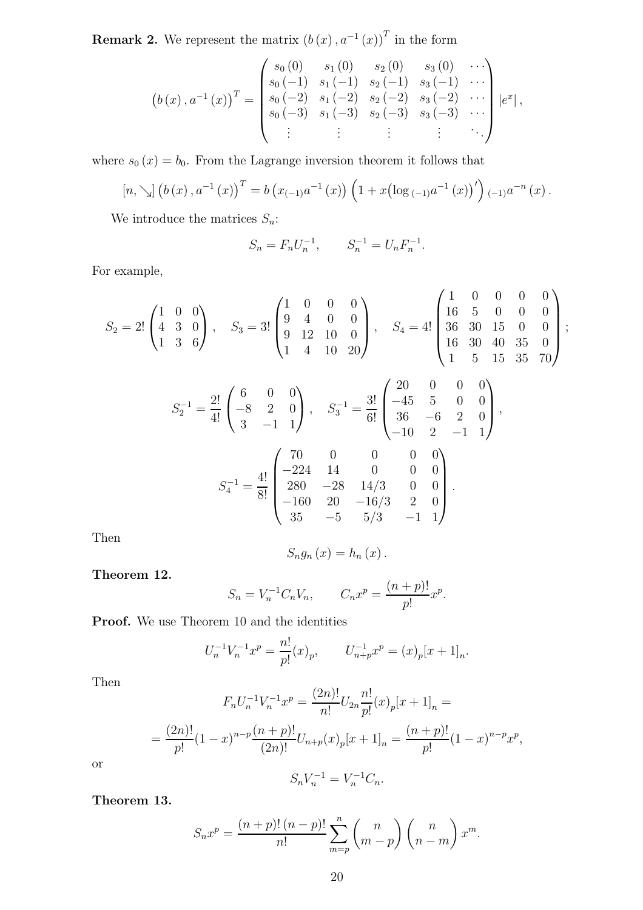**Remark 2.** We represent the matrix $\left(b\left(x\right), a^{-1}\left(x\right)\right)^T$ in the form

$$\left(b\left(x\right), a^{-1}\left(x\right)\right)^T = \begin{pmatrix} s_0\left(0\right) & s_1\left(0\right) & s_2\left(0\right) & s_3\left(0\right) & \cdots \\ s_0\left(-1\right) & s_1\left(-1\right) & s_2\left(-1\right) & s_3\left(-1\right) & \cdots \\ s_0\left(-2\right) & s_1\left(-2\right) & s_2\left(-2\right) & s_3\left(-2\right) & \cdots \\ s_0\left(-3\right) & s_1\left(-3\right) & s_2\left(-3\right) & s_3\left(-3\right) & \cdots \\ \vdots & \vdots & \vdots & \vdots & \ddots \end{pmatrix} \left|e^x\right|,$$

where $s_0\left(x\right) = b_0$. From the Lagrange inversion theorem it follows that

$$[n, \searrow] \left(b\left(x\right), a^{-1}\left(x\right)\right)^T = b\left(x_{(-1)}a^{-1}\left(x\right)\right)\left(1 + x\left(\log_{(-1)}a^{-1}\left(x\right)\right)'\right)_{(-1)}a^{-n}\left(x\right).$$

We introduce the matrices $S_n$:

$$S_n = F_n U_n^{-1}, \qquad S_n^{-1} = U_n F_n^{-1}.$$

For example,

$$S_2 = 2!\begin{pmatrix} 1 & 0 & 0 \\ 4 & 3 & 0 \\ 1 & 3 & 6 \end{pmatrix}, \quad S_3 = 3!\begin{pmatrix} 1 & 0 & 0 & 0 \\ 9 & 4 & 0 & 0 \\ 9 & 12 & 10 & 0 \\ 1 & 4 & 10 & 20 \end{pmatrix}, \quad S_4 = 4!\begin{pmatrix} 1 & 0 & 0 & 0 & 0 \\ 16 & 5 & 0 & 0 & 0 \\ 36 & 30 & 15 & 0 & 0 \\ 16 & 30 & 40 & 35 & 0 \\ 1 & 5 & 15 & 35 & 70 \end{pmatrix};$$

$$S_2^{-1} = \frac{2!}{4!}\begin{pmatrix} 6 & 0 & 0 \\ -8 & 2 & 0 \\ 3 & -1 & 1 \end{pmatrix}, \quad S_3^{-1} = \frac{3!}{6!}\begin{pmatrix} 20 & 0 & 0 & 0 \\ -45 & 5 & 0 & 0 \\ 36 & -6 & 2 & 0 \\ -10 & 2 & -1 & 1 \end{pmatrix},$$

$$S_4^{-1} = \frac{4!}{8!}\begin{pmatrix} 70 & 0 & 0 & 0 & 0 \\ -224 & 14 & 0 & 0 & 0 \\ 280 & -28 & 14/3 & 0 & 0 \\ -160 & 20 & -16/3 & 2 & 0 \\ 35 & -5 & 5/3 & -1 & 1 \end{pmatrix}.$$

Then

$$S_n g_n\left(x\right) = h_n\left(x\right).$$

**Theorem 12.**

$$S_n = V_n^{-1} C_n V_n, \qquad C_n x^p = \frac{(n+p)!}{p!}x^p.$$

**Proof.** We use Theorem 10 and the identities

$$U_n^{-1}V_n^{-1}x^p = \frac{n!}{p!}(x)_p, \qquad U_{n+p}^{-1}x^p = (x)_p[x+1]_n.$$

Then

$$F_n U_n^{-1} V_n^{-1} x^p = \frac{(2n)!}{n!}U_{2n}\frac{n!}{p!}(x)_p[x+1]_n =$$

$$= \frac{(2n)!}{p!}(1-x)^{n-p}\frac{(n+p)!}{(2n)!}U_{n+p}(x)_p[x+1]_n = \frac{(n+p)!}{p!}(1-x)^{n-p}x^p,$$

or

$$S_n V_n^{-1} = V_n^{-1} C_n.$$

**Theorem 13.**

$$S_n x^p = \frac{(n+p)!\,(n-p)!}{n!}\sum_{m=p}^{n}\binom{n}{m-p}\binom{n}{n-m}x^m.$$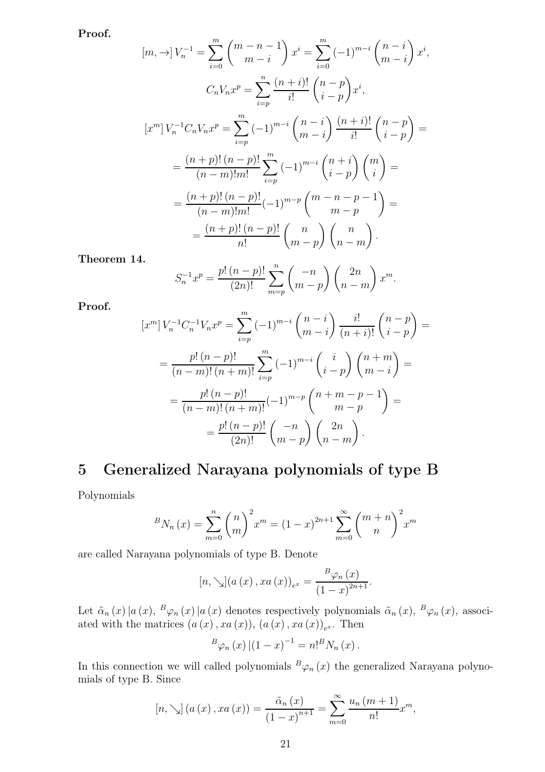**Proof.**

$$[m, \to] V_n^{-1} = \sum_{i=0}^{m} \binom{m-n-1}{m-i} x^i = \sum_{i=0}^{m} (-1)^{m-i} \binom{n-i}{m-i} x^i,$$

$$C_n V_n x^p = \sum_{i=p}^{n} \frac{(n+i)!}{i!} \binom{n-p}{i-p} x^i,$$

$$[x^m] V_n^{-1} C_n V_n x^p = \sum_{i=p}^{m} (-1)^{m-i} \binom{n-i}{m-i} \frac{(n+i)!}{i!} \binom{n-p}{i-p} =$$

$$= \frac{(n+p)!\,(n-p)!}{(n-m)!m!} \sum_{i=p}^{m} (-1)^{m-i} \binom{n+i}{i-p} \binom{m}{i} =$$

$$= \frac{(n+p)!\,(n-p)!}{(n-m)!m!} (-1)^{m-p} \binom{m-n-p-1}{m-p} =$$

$$= \frac{(n+p)!\,(n-p)!}{n!} \binom{n}{m-p} \binom{n}{n-m}.$$

**Theorem 14.**

$$S_n^{-1} x^p = \frac{p!\,(n-p)!}{(2n)!} \sum_{m=p}^{n} \binom{-n}{m-p} \binom{2n}{n-m} x^m.$$

**Proof.**

$$[x^m] V_n^{-1} C_n^{-1} V_n x^p = \sum_{i=p}^{m} (-1)^{m-i} \binom{n-i}{m-i} \frac{i!}{(n+i)!} \binom{n-p}{i-p} =$$

$$= \frac{p!\,(n-p)!}{(n-m)!\,(n+m)!} \sum_{i=p}^{m} (-1)^{m-i} \binom{i}{i-p} \binom{n+m}{m-i} =$$

$$= \frac{p!\,(n-p)!}{(n-m)!\,(n+m)!} (-1)^{m-p} \binom{n+m-p-1}{m-p} =$$

$$= \frac{p!\,(n-p)!}{(2n)!} \binom{-n}{m-p} \binom{2n}{n-m}.$$

# 5 Generalized Narayana polynomials of type B

Polynomials

$${}^{B}N_n(x) = \sum_{m=0}^{n} \binom{n}{m}^2 x^m = (1-x)^{2n+1} \sum_{m=0}^{\infty} \binom{m+n}{n}^2 x^m$$

are called Narayana polynomials of type B. Denote

$$[n, \searrow](a(x), xa(x))_{e^x} = \frac{{}^{B}\varphi_n(x)}{(1-x)^{2n+1}}.$$

Let $\tilde{\alpha}_n(x)\,|a(x)$, ${}^{B}\varphi_n(x)\,|a(x)$ denotes respectively polynomials $\tilde{\alpha}_n(x)$, ${}^{B}\varphi_n(x)$, associated with the matrices $(a(x), xa(x))$, $(a(x), xa(x))_{e^x}$. Then

$${}^{B}\varphi_n(x)\,|(1-x)^{-1} = n!\,{}^{B}N_n(x).$$

In this connection we will called polynomials ${}^{B}\varphi_n(x)$ the generalized Narayana polynomials of type B. Since

$$[n, \searrow](a(x), xa(x)) = \frac{\tilde{\alpha}_n(x)}{(1-x)^{n+1}} = \sum_{m=0}^{\infty} \frac{u_n(m+1)}{n!} x^m,$$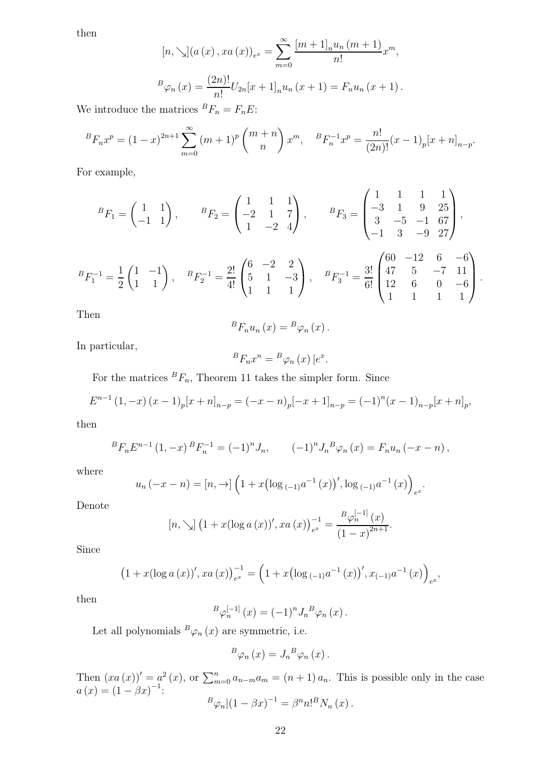then

$$[n,\searrow](a(x), xa(x))_{e^x}=\sum_{m=0}^{\infty}\frac{[m+1]_n u_n(m+1)}{n!}x^m,$$

$$^B\varphi_n(x)=\frac{(2n)!}{n!}U_{2n}[x+1]_n u_n(x+1)=F_n u_n(x+1).$$

We introduce the matrices $^B F_n=F_n E$:

$$^B F_n x^p=(1-x)^{2n+1}\sum_{m=0}^{\infty}(m+1)^p\binom{m+n}{n}x^m, \quad ^B F_n^{-1}x^p=\frac{n!}{(2n)!}(x-1)_p[x+n]_{n-p}.$$

For example,

$$^B F_1=\begin{pmatrix}1 & 1\\ -1 & 1\end{pmatrix}, \qquad ^B F_2=\begin{pmatrix}1 & 1 & 1\\ -2 & 1 & 7\\ 1 & -2 & 4\end{pmatrix}, \qquad ^B F_3=\begin{pmatrix}1 & 1 & 1 & 1\\ -3 & 1 & 9 & 25\\ 3 & -5 & -1 & 67\\ -1 & 3 & -9 & 27\end{pmatrix},$$

$$^B F_1^{-1}=\frac{1}{2}\begin{pmatrix}1 & -1\\ 1 & 1\end{pmatrix}, \quad ^B F_2^{-1}=\frac{2!}{4!}\begin{pmatrix}6 & -2 & 2\\ 5 & 1 & -3\\ 1 & 1 & 1\end{pmatrix}, \quad ^B F_3^{-1}=\frac{3!}{6!}\begin{pmatrix}60 & -12 & 6 & -6\\ 47 & 5 & -7 & 11\\ 12 & 6 & 0 & -6\\ 1 & 1 & 1 & 1\end{pmatrix}.$$

Then

$$^B F_n u_n(x)={}^B\varphi_n(x).$$

In particular,

$$^B F_n x^n={}^B\varphi_n(x)\,|e^x.$$

For the matrices $^B F_n$, Theorem 11 takes the simpler form. Since

$$E^{n-1}(1,-x)(x-1)_p[x+n]_{n-p}=(-x-n)_p[-x+1]_{n-p}=(-1)^n(x-1)_{n-p}[x+n]_p,$$

then

$$^B F_n E^{n-1}(1,-x)\,^B F_n^{-1}=(-1)^n J_n, \qquad (-1)^n J_n\,^B\varphi_n(x)=F_n u_n(-x-n),$$

where

$$u_n(-x-n)=[n,\to]\left(1+x\big(\log_{(-1)}a^{-1}(x)\big)',\log_{(-1)}a^{-1}(x)\right)_{e^x}.$$

Denote

$$[n,\searrow]\left(1+x(\log a(x))', xa(x)\right)_{e^x}^{-1}=\frac{^B\varphi_n^{[-1]}(x)}{(1-x)^{2n+1}}.$$

Since

$$\left(1+x(\log a(x))', xa(x)\right)_{e^x}^{-1}=\left(1+x\big(\log_{(-1)}a^{-1}(x)\big)', x_{(-1)}a^{-1}(x)\right)_{e^x},$$

then

$$^B\varphi_n^{[-1]}(x)=(-1)^n J_n\,^B\varphi_n(x).$$

Let all polynomials $^B\varphi_n(x)$ are symmetric, i.e.

$$^B\varphi_n(x)=J_n\,^B\varphi_n(x).$$

Then $(xa(x))'=a^2(x)$, or $\sum_{m=0}^{n}a_{n-m}a_m=(n+1)a_n$. This is possible only in the case $a(x)=(1-\beta x)^{-1}$:

$$^B\varphi_n|(1-\beta x)^{-1}=\beta^n n!\,^B N_n(x).$$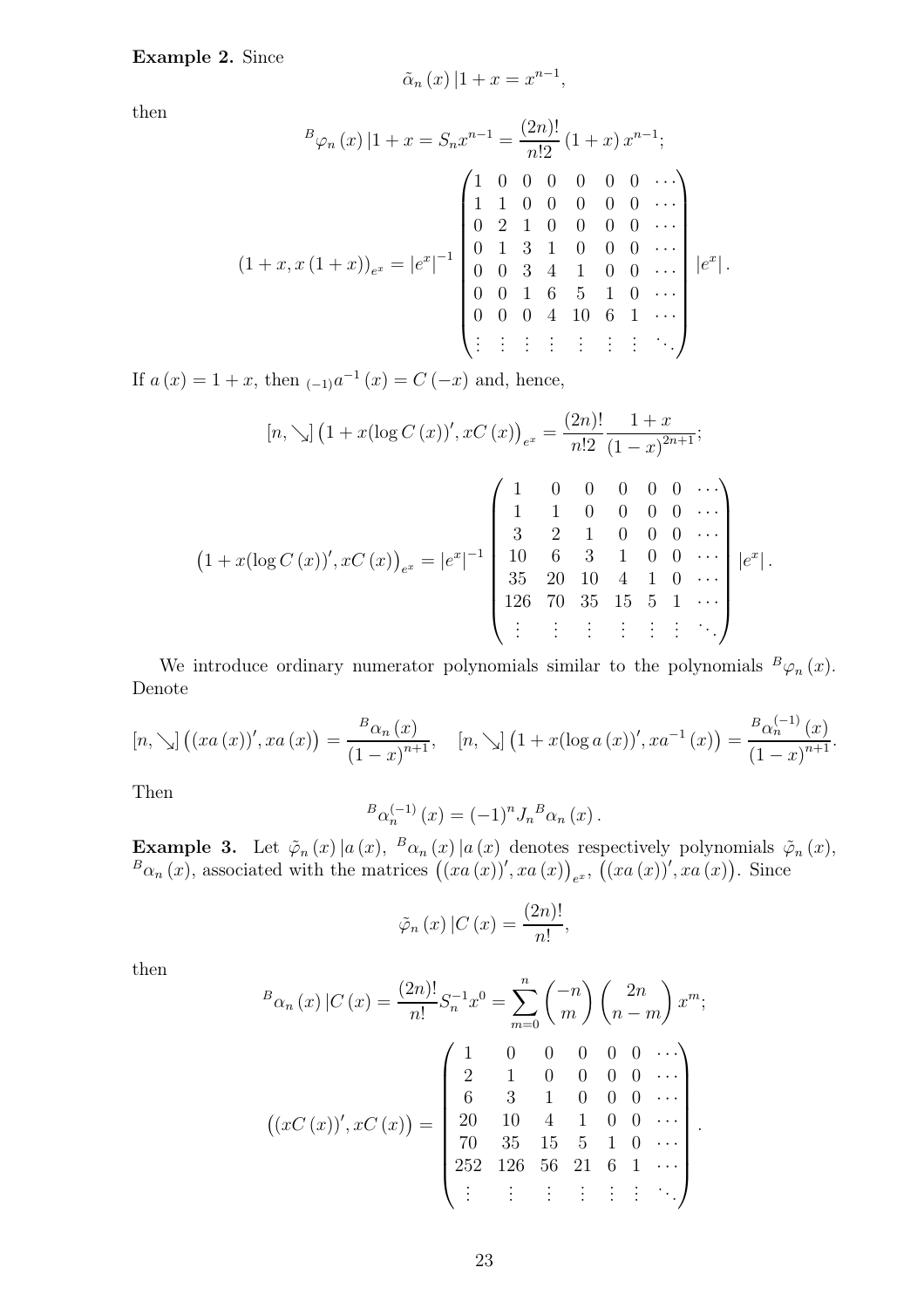**Example 2.** Since

$$\tilde{\alpha}_n(x)\,|1+x = x^{n-1},$$

then

$$^{B}\varphi_n(x)\,|1+x = S_n x^{n-1} = \frac{(2n)!}{n!2}(1+x)\,x^{n-1};$$

$$(1+x, x(1+x))_{e^x} = |e^x|^{-1}\begin{pmatrix} 1 & 0 & 0 & 0 & 0 & 0 & 0 & \cdots \\ 1 & 1 & 0 & 0 & 0 & 0 & 0 & \cdots \\ 0 & 2 & 1 & 0 & 0 & 0 & 0 & \cdots \\ 0 & 1 & 3 & 1 & 0 & 0 & 0 & \cdots \\ 0 & 0 & 3 & 4 & 1 & 0 & 0 & \cdots \\ 0 & 0 & 1 & 6 & 5 & 1 & 0 & \cdots \\ 0 & 0 & 0 & 4 & 10 & 6 & 1 & \cdots \\ \vdots & \vdots & \vdots & \vdots & \vdots & \vdots & \vdots & \ddots \end{pmatrix}|e^x|.$$

If $a(x) = 1+x$, then ${}_{(-1)}a^{-1}(x) = C(-x)$ and, hence,

$$[n, \searrow]\left(1 + x(\log C(x))', xC(x)\right)_{e^x} = \frac{(2n)!}{n!2}\frac{1+x}{(1-x)^{2n+1}};$$

$$\left(1 + x(\log C(x))', xC(x)\right)_{e^x} = |e^x|^{-1}\begin{pmatrix} 1 & 0 & 0 & 0 & 0 & 0 & \cdots \\ 1 & 1 & 0 & 0 & 0 & 0 & \cdots \\ 3 & 2 & 1 & 0 & 0 & 0 & \cdots \\ 10 & 6 & 3 & 1 & 0 & 0 & \cdots \\ 35 & 20 & 10 & 4 & 1 & 0 & \cdots \\ 126 & 70 & 35 & 15 & 5 & 1 & \cdots \\ \vdots & \vdots & \vdots & \vdots & \vdots & \vdots & \ddots \end{pmatrix}|e^x|.$$

We introduce ordinary numerator polynomials similar to the polynomials $^{B}\varphi_n(x)$. Denote

$$[n, \searrow]\left((xa(x))', xa(x)\right) = \frac{^{B}\alpha_n(x)}{(1-x)^{n+1}}, \quad [n, \searrow]\left(1 + x(\log a(x))', xa^{-1}(x)\right) = \frac{^{B}\alpha_n^{(-1)}(x)}{(1-x)^{n+1}}.$$

Then

$$^{B}\alpha_n^{(-1)}(x) = (-1)^n J_n\, {}^{B}\alpha_n(x).$$

**Example 3.** Let $\tilde{\varphi}_n(x)\,|a(x)$, $^{B}\alpha_n(x)\,|a(x)$ denotes respectively polynomials $\tilde{\varphi}_n(x)$, $^{B}\alpha_n(x)$, associated with the matrices $\left((xa(x))', xa(x)\right)_{e^x}$, $\left((xa(x))', xa(x)\right)$. Since

$$\tilde{\varphi}_n(x)\,|C(x) = \frac{(2n)!}{n!},$$

then

$$^{B}\alpha_n(x)\,|C(x) = \frac{(2n)!}{n!}S_n^{-1}x^0 = \sum_{m=0}^{n}\binom{-n}{m}\binom{2n}{n-m}x^m;$$

$$\left((xC(x))', xC(x)\right) = \begin{pmatrix} 1 & 0 & 0 & 0 & 0 & 0 & \cdots \\ 2 & 1 & 0 & 0 & 0 & 0 & \cdots \\ 6 & 3 & 1 & 0 & 0 & 0 & \cdots \\ 20 & 10 & 4 & 1 & 0 & 0 & \cdots \\ 70 & 35 & 15 & 5 & 1 & 0 & \cdots \\ 252 & 126 & 56 & 21 & 6 & 1 & \cdots \\ \vdots & \vdots & \vdots & \vdots & \vdots & \vdots & \ddots \end{pmatrix}.$$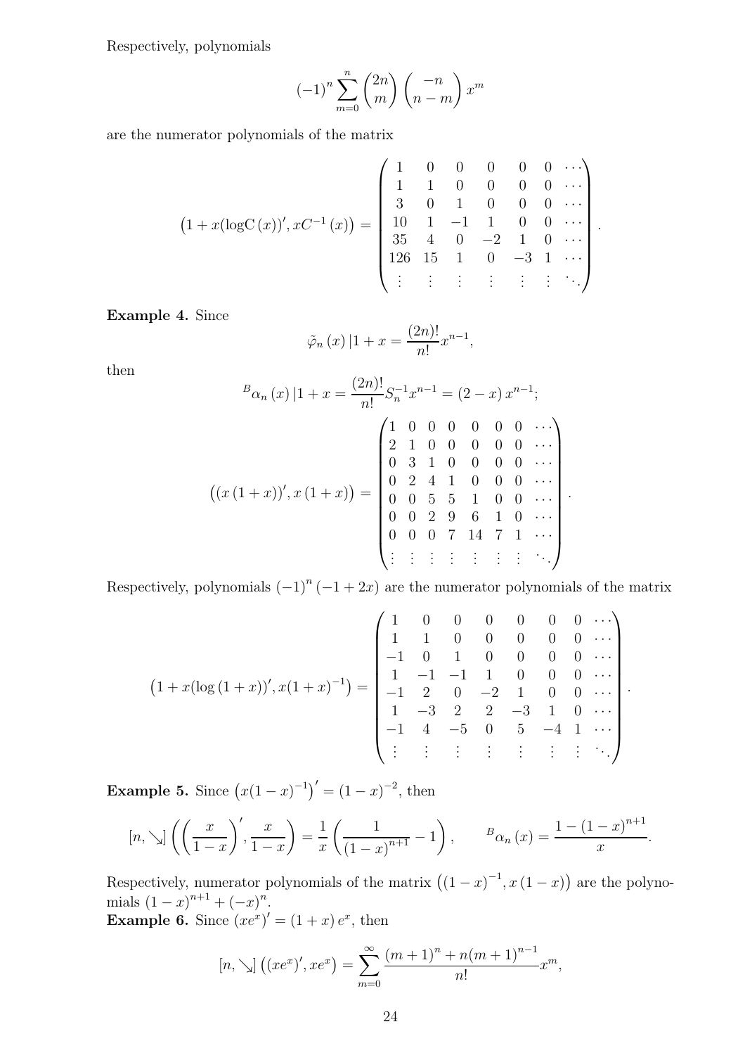Respectively, polynomials

$$(-1)^n \sum_{m=0}^{n} \binom{2n}{m} \binom{-n}{n-m} x^m$$

are the numerator polynomials of the matrix

$$\left(1 + x(\log \mathrm{C}\,(x))', xC^{-1}\,(x)\right) = \begin{pmatrix} 1 & 0 & 0 & 0 & 0 & 0 & \cdots \\ 1 & 1 & 0 & 0 & 0 & 0 & \cdots \\ 3 & 0 & 1 & 0 & 0 & 0 & \cdots \\ 10 & 1 & -1 & 1 & 0 & 0 & \cdots \\ 35 & 4 & 0 & -2 & 1 & 0 & \cdots \\ 126 & 15 & 1 & 0 & -3 & 1 & \cdots \\ \vdots & \vdots & \vdots & \vdots & \vdots & \vdots & \ddots \end{pmatrix}.$$

**Example 4.** Since

$$\tilde{\varphi}_n\,(x)\,|1 + x = \frac{(2n)!}{n!} x^{n-1},$$

then

$${}^{B}\alpha_n\,(x)\,|1 + x = \frac{(2n)!}{n!} S_n^{-1} x^{n-1} = (2 - x)\, x^{n-1};$$

$$\left((x\,(1 + x))', x\,(1 + x)\right) = \begin{pmatrix} 1 & 0 & 0 & 0 & 0 & 0 & 0 & \cdots \\ 2 & 1 & 0 & 0 & 0 & 0 & 0 & \cdots \\ 0 & 3 & 1 & 0 & 0 & 0 & 0 & \cdots \\ 0 & 2 & 4 & 1 & 0 & 0 & 0 & \cdots \\ 0 & 0 & 5 & 5 & 1 & 0 & 0 & \cdots \\ 0 & 0 & 2 & 9 & 6 & 1 & 0 & \cdots \\ 0 & 0 & 0 & 7 & 14 & 7 & 1 & \cdots \\ \vdots & \vdots & \vdots & \vdots & \vdots & \vdots & \vdots & \ddots \end{pmatrix}.$$

Respectively, polynomials $(-1)^n\,(-1 + 2x)$ are the numerator polynomials of the matrix

$$\left(1 + x(\log\,(1 + x))', x(1 + x)^{-1}\right) = \begin{pmatrix} 1 & 0 & 0 & 0 & 0 & 0 & 0 & \cdots \\ 1 & 1 & 0 & 0 & 0 & 0 & 0 & \cdots \\ -1 & 0 & 1 & 0 & 0 & 0 & 0 & \cdots \\ 1 & -1 & -1 & 1 & 0 & 0 & 0 & \cdots \\ -1 & 2 & 0 & -2 & 1 & 0 & 0 & \cdots \\ 1 & -3 & 2 & 2 & -3 & 1 & 0 & \cdots \\ -1 & 4 & -5 & 0 & 5 & -4 & 1 & \cdots \\ \vdots & \vdots & \vdots & \vdots & \vdots & \vdots & \vdots & \ddots \end{pmatrix}.$$

**Example 5.** Since $\left(x(1 - x)^{-1}\right)' = (1 - x)^{-2}$, then

$$[n, \searrow] \left( \left( \frac{x}{1 - x} \right)', \frac{x}{1 - x} \right) = \frac{1}{x} \left( \frac{1}{(1 - x)^{n+1}} - 1 \right), \qquad {}^{B}\alpha_n\,(x) = \frac{1 - (1 - x)^{n+1}}{x}.$$

Respectively, numerator polynomials of the matrix $\left((1 - x)^{-1}, x\,(1 - x)\right)$ are the polynomials $(1 - x)^{n+1} + (-x)^n$.

**Example 6.** Since $(xe^x)' = (1 + x)\,e^x$, then

$$[n, \searrow] \left((xe^x)', xe^x\right) = \sum_{m=0}^{\infty} \frac{(m + 1)^n + n(m + 1)^{n-1}}{n!} x^m,$$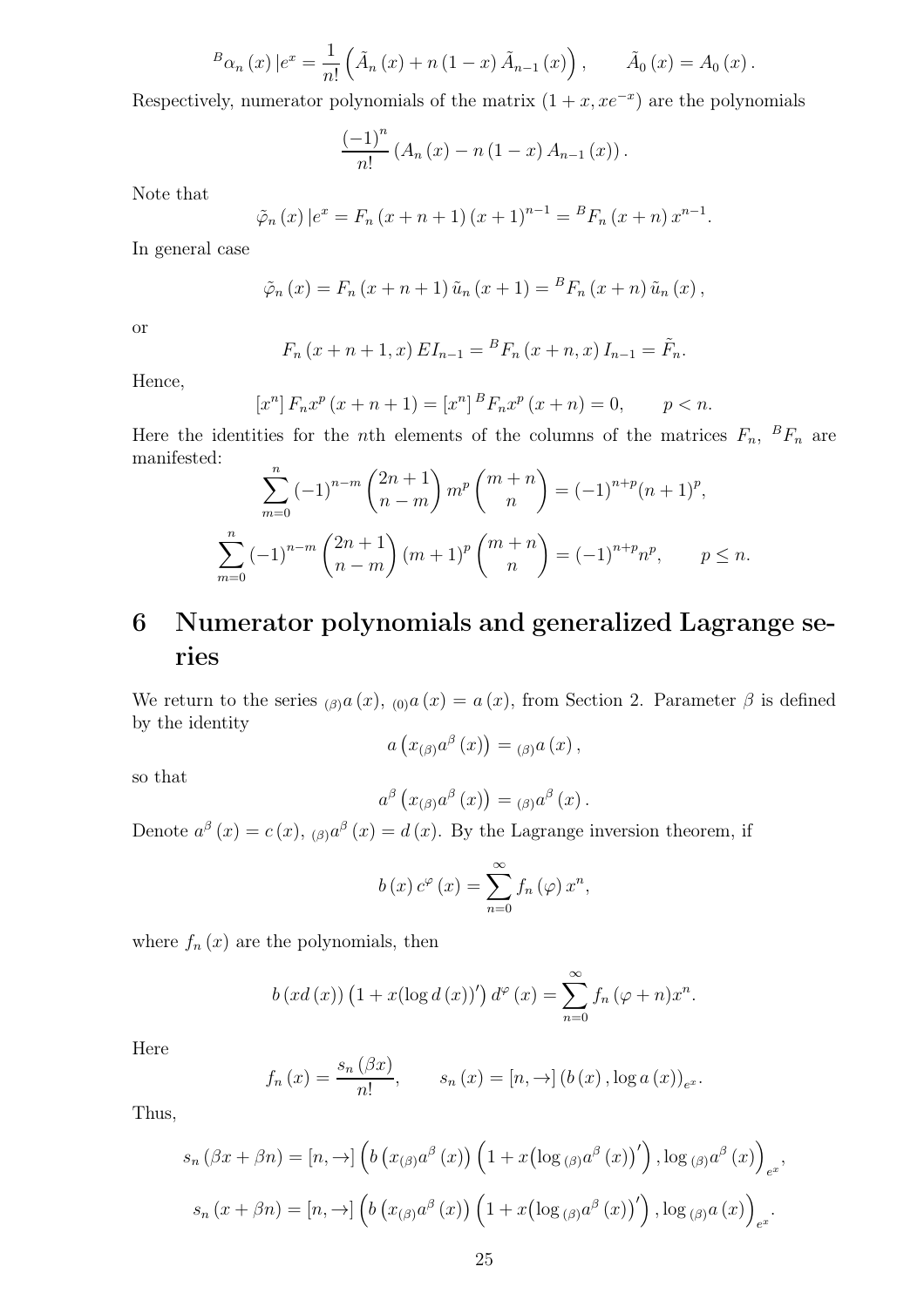$$^{B}\alpha_{n}\left(x\right)|e^{x}=\frac{1}{n!}\left(\tilde{A}_{n}\left(x\right)+n\left(1-x\right)\tilde{A}_{n-1}\left(x\right)\right),\qquad\tilde{A}_{0}\left(x\right)=A_{0}\left(x\right).$$

Respectively, numerator polynomials of the matrix $(1+x,xe^{-x})$ are the polynomials

$$\frac{\left(-1\right)^{n}}{n!}\left(A_{n}\left(x\right)-n\left(1-x\right)A_{n-1}\left(x\right)\right).$$

Note that

$$\tilde{\varphi}_{n}\left(x\right)|e^{x}=F_{n}\left(x+n+1\right)\left(x+1\right)^{n-1}={}^{B}F_{n}\left(x+n\right)x^{n-1}.$$

In general case

$$\tilde{\varphi}_{n}\left(x\right)=F_{n}\left(x+n+1\right)\tilde{u}_{n}\left(x+1\right)={}^{B}F_{n}\left(x+n\right)\tilde{u}_{n}\left(x\right),$$

or

$$F_{n}\left(x+n+1,x\right)EI_{n-1}={}^{B}F_{n}\left(x+n,x\right)I_{n-1}=\tilde{F}_{n}.$$

Hence,

$$\left[x^{n}\right]F_{n}x^{p}\left(x+n+1\right)=\left[x^{n}\right]{}^{B}F_{n}x^{p}\left(x+n\right)=0,\qquad p<n.$$

Here the identities for the $n$th elements of the columns of the matrices $F_n$, ${}^{B}F_n$ are manifested:

$$\sum_{m=0}^{n}\left(-1\right)^{n-m}\binom{2n+1}{n-m}m^{p}\binom{m+n}{n}=\left(-1\right)^{n+p}(n+1)^{p},$$

$$\sum_{m=0}^{n}\left(-1\right)^{n-m}\binom{2n+1}{n-m}\left(m+1\right)^{p}\binom{m+n}{n}=\left(-1\right)^{n+p}n^{p},\qquad p\leq n.$$

# 6 Numerator polynomials and generalized Lagrange series

We return to the series ${}_{(\beta)}a\left(x\right)$, ${}_{(0)}a\left(x\right)=a\left(x\right)$, from Section 2. Parameter $\beta$ is defined by the identity

$$a\left(x_{(\beta)}a^{\beta}\left(x\right)\right)={}_{(\beta)}a\left(x\right),$$

so that

$$a^{\beta}\left(x_{(\beta)}a^{\beta}\left(x\right)\right)={}_{(\beta)}a^{\beta}\left(x\right).$$

Denote $a^{\beta}\left(x\right)=c\left(x\right)$, ${}_{(\beta)}a^{\beta}\left(x\right)=d\left(x\right)$. By the Lagrange inversion theorem, if

$$b\left(x\right)c^{\varphi}\left(x\right)=\sum_{n=0}^{\infty}f_{n}\left(\varphi\right)x^{n},$$

where $f_n\left(x\right)$ are the polynomials, then

$$b\left(xd\left(x\right)\right)\left(1+x(\log d\left(x\right))'\right)d^{\varphi}\left(x\right)=\sum_{n=0}^{\infty}f_{n}\left(\varphi+n\right)x^{n}.$$

Here

$$f_{n}\left(x\right)=\frac{s_{n}\left(\beta x\right)}{n!},\qquad s_{n}\left(x\right)=\left[n,\rightarrow\right]\left(b\left(x\right),\log a\left(x\right)\right)_{e^{x}}.$$

Thus,

$$s_{n}\left(\beta x+\beta n\right)=\left[n,\rightarrow\right]\left(b\left(x_{(\beta)}a^{\beta}\left(x\right)\right)\left(1+x\big(\log{}_{(\beta)}a^{\beta}\left(x\right)\big)'\right),\log{}_{(\beta)}a^{\beta}\left(x\right)\right)_{e^{x}},$$

$$s_{n}\left(x+\beta n\right)=\left[n,\rightarrow\right]\left(b\left(x_{(\beta)}a^{\beta}\left(x\right)\right)\left(1+x\big(\log{}_{(\beta)}a^{\beta}\left(x\right)\big)'\right),\log{}_{(\beta)}a\left(x\right)\right)_{e^{x}}.$$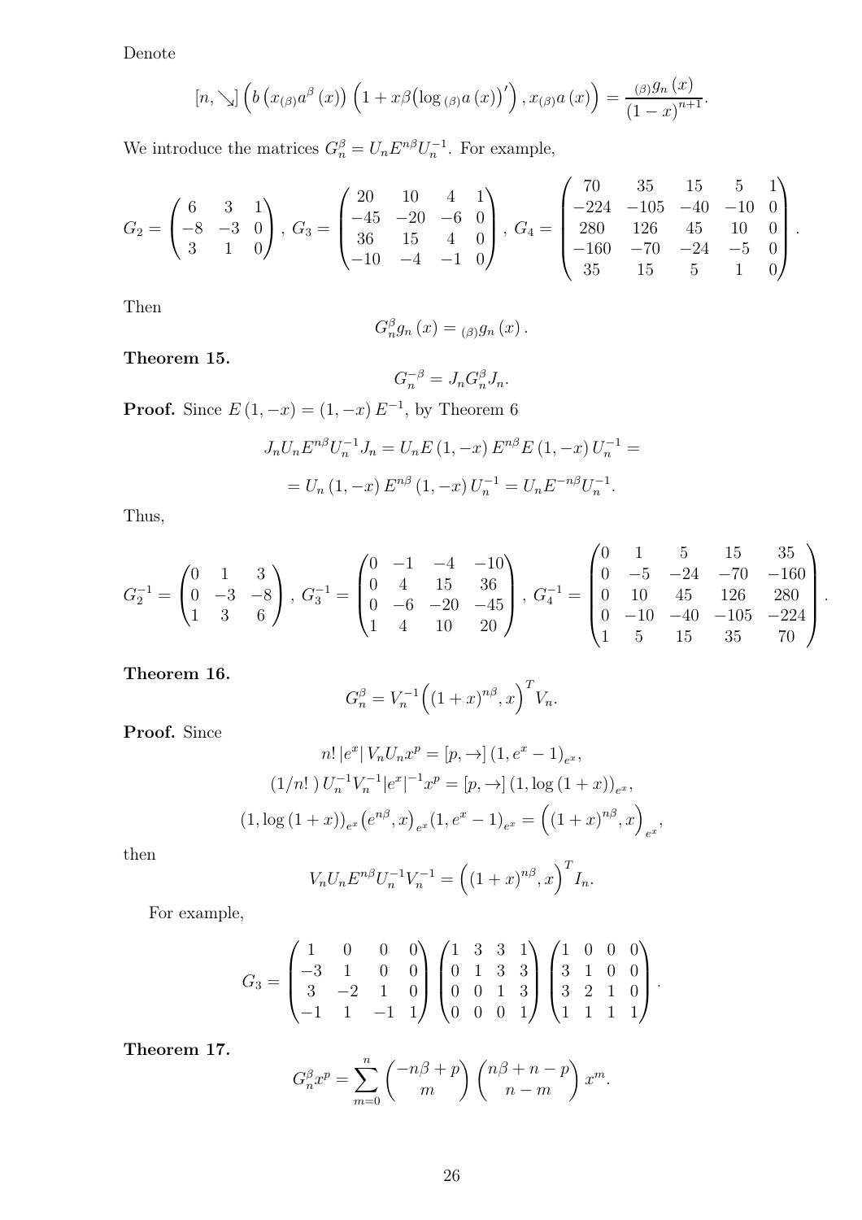Denote

$$[n, \searrow]\left(b\left(x_{(\beta)}a^{\beta}(x)\right)\left(1 + x\beta\left(\log_{(\beta)}a(x)\right)'\right), x_{(\beta)}a(x)\right) = \frac{{}_{(\beta)}g_n(x)}{(1-x)^{n+1}}.$$

We introduce the matrices $G_n^{\beta} = U_n E^{n\beta} U_n^{-1}$. For example,

$$G_2 = \begin{pmatrix} 6 & 3 & 1 \\ -8 & -3 & 0 \\ 3 & 1 & 0 \end{pmatrix},\ G_3 = \begin{pmatrix} 20 & 10 & 4 & 1 \\ -45 & -20 & -6 & 0 \\ 36 & 15 & 4 & 0 \\ -10 & -4 & -1 & 0 \end{pmatrix},\ G_4 = \begin{pmatrix} 70 & 35 & 15 & 5 & 1 \\ -224 & -105 & -40 & -10 & 0 \\ 280 & 126 & 45 & 10 & 0 \\ -160 & -70 & -24 & -5 & 0 \\ 35 & 15 & 5 & 1 & 0 \end{pmatrix}.$$

Then

$$G_n^{\beta} g_n(x) = {}_{(\beta)}g_n(x).$$

**Theorem 15.**

$$G_n^{-\beta} = J_n G_n^{\beta} J_n.$$

**Proof.** Since $E(1, -x) = (1, -x)E^{-1}$, by Theorem 6

$$J_n U_n E^{n\beta} U_n^{-1} J_n = U_n E(1, -x) E^{n\beta} E(1, -x) U_n^{-1} =$$

$$= U_n (1, -x) E^{n\beta} (1, -x) U_n^{-1} = U_n E^{-n\beta} U_n^{-1}.$$

Thus,

$$G_2^{-1} = \begin{pmatrix} 0 & 1 & 3 \\ 0 & -3 & -8 \\ 1 & 3 & 6 \end{pmatrix},\ G_3^{-1} = \begin{pmatrix} 0 & -1 & -4 & -10 \\ 0 & 4 & 15 & 36 \\ 0 & -6 & -20 & -45 \\ 1 & 4 & 10 & 20 \end{pmatrix},\ G_4^{-1} = \begin{pmatrix} 0 & 1 & 5 & 15 & 35 \\ 0 & -5 & -24 & -70 & -160 \\ 0 & 10 & 45 & 126 & 280 \\ 0 & -10 & -40 & -105 & -224 \\ 1 & 5 & 15 & 35 & 70 \end{pmatrix}.$$

**Theorem 16.**

$$G_n^{\beta} = V_n^{-1}\left((1+x)^{n\beta}, x\right)^T V_n.$$

**Proof.** Since

$$n!\,|e^x|\,V_n U_n x^p = [p, \rightarrow]\left(1, e^x - 1\right)_{e^x},$$

$$(1/n!)\,U_n^{-1} V_n^{-1} |e^x|^{-1} x^p = [p, \rightarrow]\left(1, \log(1+x)\right)_{e^x},$$

$$\left(1, \log(1+x)\right)_{e^x}\left(e^{n\beta}, x\right)_{e^x}\left(1, e^x - 1\right)_{e^x} = \left((1+x)^{n\beta}, x\right)_{e^x},$$

then

$$V_n U_n E^{n\beta} U_n^{-1} V_n^{-1} = \left((1+x)^{n\beta}, x\right)^T I_n.$$

For example,

$$G_3 = \begin{pmatrix} 1 & 0 & 0 & 0 \\ -3 & 1 & 0 & 0 \\ 3 & -2 & 1 & 0 \\ -1 & 1 & -1 & 1 \end{pmatrix}\begin{pmatrix} 1 & 3 & 3 & 1 \\ 0 & 1 & 3 & 3 \\ 0 & 0 & 1 & 3 \\ 0 & 0 & 0 & 1 \end{pmatrix}\begin{pmatrix} 1 & 0 & 0 & 0 \\ 3 & 1 & 0 & 0 \\ 3 & 2 & 1 & 0 \\ 1 & 1 & 1 & 1 \end{pmatrix}.$$

**Theorem 17.**

$$G_n^{\beta} x^p = \sum_{m=0}^{n} \binom{-n\beta + p}{m}\binom{n\beta + n - p}{n - m} x^m.$$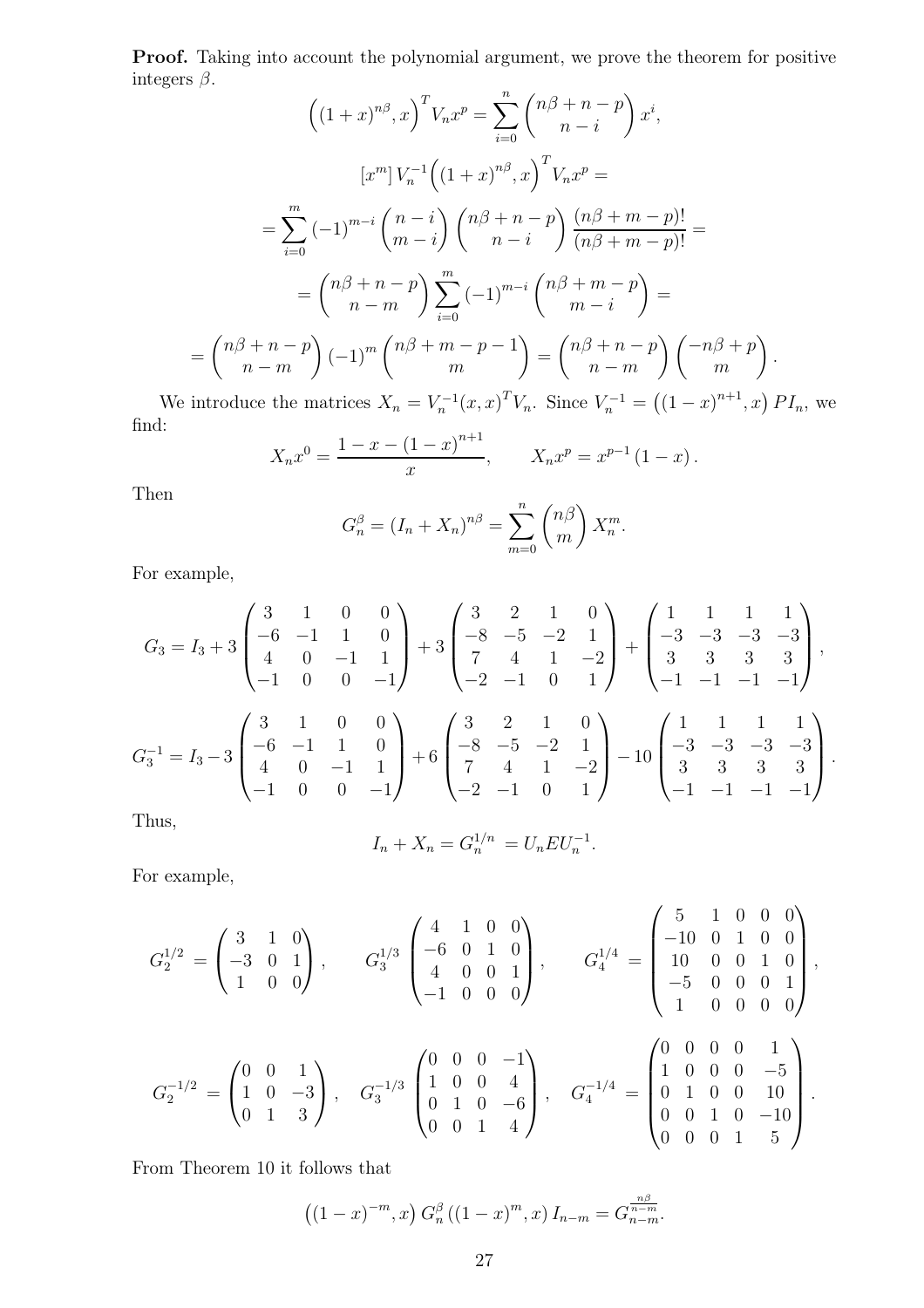**Proof.** Taking into account the polynomial argument, we prove the theorem for positive integers $\beta$.

$$\left((1+x)^{n\beta}, x\right)^T V_n x^p = \sum_{i=0}^{n} \binom{n\beta+n-p}{n-i} x^i,$$

$$[x^m]\, V_n^{-1}\left((1+x)^{n\beta}, x\right)^T V_n x^p =$$

$$= \sum_{i=0}^{m} (-1)^{m-i} \binom{n-i}{m-i} \binom{n\beta+n-p}{n-i} \frac{(n\beta+m-p)!}{(n\beta+m-p)!} =$$

$$= \binom{n\beta+n-p}{n-m} \sum_{i=0}^{m} (-1)^{m-i} \binom{n\beta+m-p}{m-i} =$$

$$= \binom{n\beta+n-p}{n-m} (-1)^m \binom{n\beta+m-p-1}{m} = \binom{n\beta+n-p}{n-m} \binom{-n\beta+p}{m}.$$

We introduce the matrices $X_n = V_n^{-1}(x,x)^T V_n$. Since $V_n^{-1} = \left((1-x)^{n+1}, x\right) P I_n$, we find:

$$X_n x^0 = \frac{1-x-(1-x)^{n+1}}{x}, \qquad X_n x^p = x^{p-1}(1-x).$$

Then

$$G_n^{\beta} = (I_n + X_n)^{n\beta} = \sum_{m=0}^{n} \binom{n\beta}{m} X_n^m.$$

For example,

$$G_3 = I_3 + 3\begin{pmatrix} 3 & 1 & 0 & 0 \\ -6 & -1 & 1 & 0 \\ 4 & 0 & -1 & 1 \\ -1 & 0 & 0 & -1 \end{pmatrix} + 3\begin{pmatrix} 3 & 2 & 1 & 0 \\ -8 & -5 & -2 & 1 \\ 7 & 4 & 1 & -2 \\ -2 & -1 & 0 & 1 \end{pmatrix} + \begin{pmatrix} 1 & 1 & 1 & 1 \\ -3 & -3 & -3 & -3 \\ 3 & 3 & 3 & 3 \\ -1 & -1 & -1 & -1 \end{pmatrix},$$

$$G_3^{-1} = I_3 - 3\begin{pmatrix} 3 & 1 & 0 & 0 \\ -6 & -1 & 1 & 0 \\ 4 & 0 & -1 & 1 \\ -1 & 0 & 0 & -1 \end{pmatrix} + 6\begin{pmatrix} 3 & 2 & 1 & 0 \\ -8 & -5 & -2 & 1 \\ 7 & 4 & 1 & -2 \\ -2 & -1 & 0 & 1 \end{pmatrix} - 10\begin{pmatrix} 1 & 1 & 1 & 1 \\ -3 & -3 & -3 & -3 \\ 3 & 3 & 3 & 3 \\ -1 & -1 & -1 & -1 \end{pmatrix}.$$

Thus,

$$I_n + X_n = G_n^{1/n} = U_n E U_n^{-1}.$$

For example,

$$G_2^{1/2} = \begin{pmatrix} 3 & 1 & 0 \\ -3 & 0 & 1 \\ 1 & 0 & 0 \end{pmatrix}, \qquad G_3^{1/3}\begin{pmatrix} 4 & 1 & 0 & 0 \\ -6 & 0 & 1 & 0 \\ 4 & 0 & 0 & 1 \\ -1 & 0 & 0 & 0 \end{pmatrix}, \qquad G_4^{1/4} = \begin{pmatrix} 5 & 1 & 0 & 0 & 0 \\ -10 & 0 & 1 & 0 & 0 \\ 10 & 0 & 0 & 1 & 0 \\ -5 & 0 & 0 & 0 & 1 \\ 1 & 0 & 0 & 0 & 0 \end{pmatrix},$$

$$G_2^{-1/2} = \begin{pmatrix} 0 & 0 & 1 \\ 1 & 0 & -3 \\ 0 & 1 & 3 \end{pmatrix}, \quad G_3^{-1/3}\begin{pmatrix} 0 & 0 & 0 & -1 \\ 1 & 0 & 0 & 4 \\ 0 & 1 & 0 & -6 \\ 0 & 0 & 1 & 4 \end{pmatrix}, \quad G_4^{-1/4} = \begin{pmatrix} 0 & 0 & 0 & 0 & 1 \\ 1 & 0 & 0 & 0 & -5 \\ 0 & 1 & 0 & 0 & 10 \\ 0 & 0 & 1 & 0 & -10 \\ 0 & 0 & 0 & 1 & 5 \end{pmatrix}.$$

From Theorem 10 it follows that

$$\left((1-x)^{-m}, x\right) G_n^{\beta} \left((1-x)^m, x\right) I_{n-m} = G_{n-m}^{\frac{n\beta}{n-m}}.$$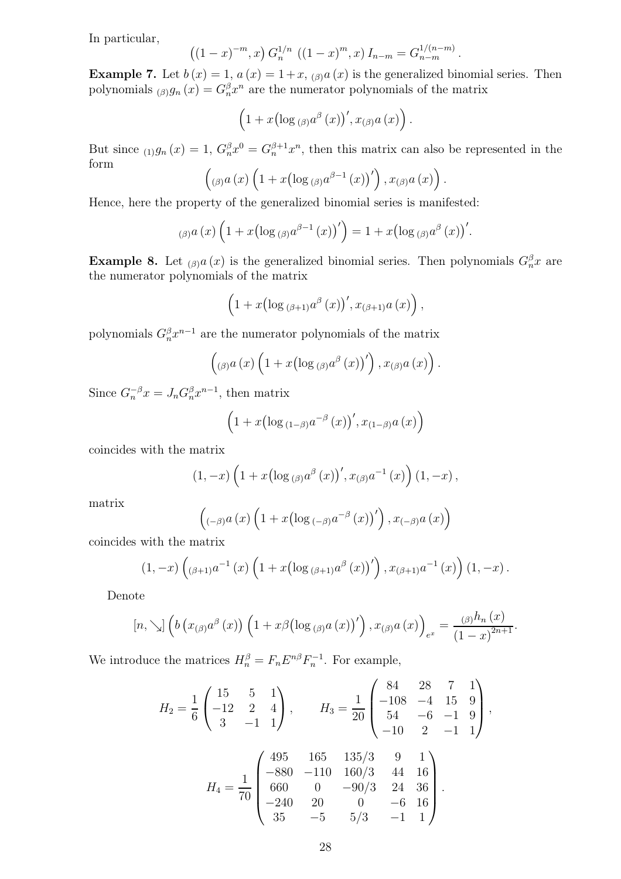In particular,

$$\left((1-x)^{-m}, x\right) G_n^{1/n} \left((1-x)^m, x\right) I_{n-m} = G_{n-m}^{1/(n-m)}.$$

**Example 7.** Let $b(x) = 1$, $a(x) = 1+x$, ${}_{(\beta)}a(x)$ is the generalized binomial series. Then polynomials ${}_{(\beta)}g_n(x) = G_n^\beta x^n$ are the numerator polynomials of the matrix

$$\left(1 + x\left(\log {}_{(\beta)}a^\beta(x)\right)', x{}_{(\beta)}a(x)\right).$$

But since ${}_{(1)}g_n(x) = 1$, $G_n^\beta x^0 = G_n^{\beta+1} x^n$, then this matrix can also be represented in the form

$$\left({}_{(\beta)}a(x)\left(1 + x\left(\log {}_{(\beta)}a^{\beta-1}(x)\right)'\right), x{}_{(\beta)}a(x)\right).$$

Hence, here the property of the generalized binomial series is manifested:

$${}_{(\beta)}a(x)\left(1 + x\left(\log {}_{(\beta)}a^{\beta-1}(x)\right)'\right) = 1 + x\left(\log {}_{(\beta)}a^\beta(x)\right)'.$$

**Example 8.** Let ${}_{(\beta)}a(x)$ is the generalized binomial series. Then polynomials $G_n^\beta x$ are the numerator polynomials of the matrix

$$\left(1 + x\left(\log {}_{(\beta+1)}a^\beta(x)\right)', x{}_{(\beta+1)}a(x)\right),$$

polynomials $G_n^\beta x^{n-1}$ are the numerator polynomials of the matrix

$$\left({}_{(\beta)}a(x)\left(1 + x\left(\log {}_{(\beta)}a^\beta(x)\right)'\right), x{}_{(\beta)}a(x)\right).$$

Since $G_n^{-\beta} x = J_n G_n^\beta x^{n-1}$, then matrix

$$\left(1 + x\left(\log {}_{(1-\beta)}a^{-\beta}(x)\right)', x{}_{(1-\beta)}a(x)\right)$$

coincides with the matrix

$$(1, -x)\left(1 + x\left(\log {}_{(\beta)}a^\beta(x)\right)', x{}_{(\beta)}a^{-1}(x)\right)(1, -x),$$

matrix

$$\left({}_{(-\beta)}a(x)\left(1 + x\left(\log {}_{(-\beta)}a^{-\beta}(x)\right)'\right), x{}_{(-\beta)}a(x)\right)$$

coincides with the matrix

$$(1, -x)\left({}_{(\beta+1)}a^{-1}(x)\left(1 + x\left(\log {}_{(\beta+1)}a^\beta(x)\right)'\right), x{}_{(\beta+1)}a^{-1}(x)\right)(1, -x).$$

Denote

$$[n, \searrow]\left(b\left(x{}_{(\beta)}a^\beta(x)\right)\left(1 + x\beta\left(\log {}_{(\beta)}a(x)\right)'\right), x{}_{(\beta)}a(x)\right)_{e^x} = \frac{{}_{(\beta)}h_n(x)}{(1-x)^{2n+1}}.$$

We introduce the matrices $H_n^\beta = F_n E^{n\beta} F_n^{-1}$. For example,

$$H_2 = \frac{1}{6}\begin{pmatrix} 15 & 5 & 1 \\ -12 & 2 & 4 \\ 3 & -1 & 1 \end{pmatrix}, \qquad H_3 = \frac{1}{20}\begin{pmatrix} 84 & 28 & 7 & 1 \\ -108 & -4 & 15 & 9 \\ 54 & -6 & -1 & 9 \\ -10 & 2 & -1 & 1 \end{pmatrix},$$

$$H_4 = \frac{1}{70}\begin{pmatrix} 495 & 165 & 135/3 & 9 & 1 \\ -880 & -110 & 160/3 & 44 & 16 \\ 660 & 0 & -90/3 & 24 & 36 \\ -240 & 20 & 0 & -6 & 16 \\ 35 & -5 & 5/3 & -1 & 1 \end{pmatrix}.$$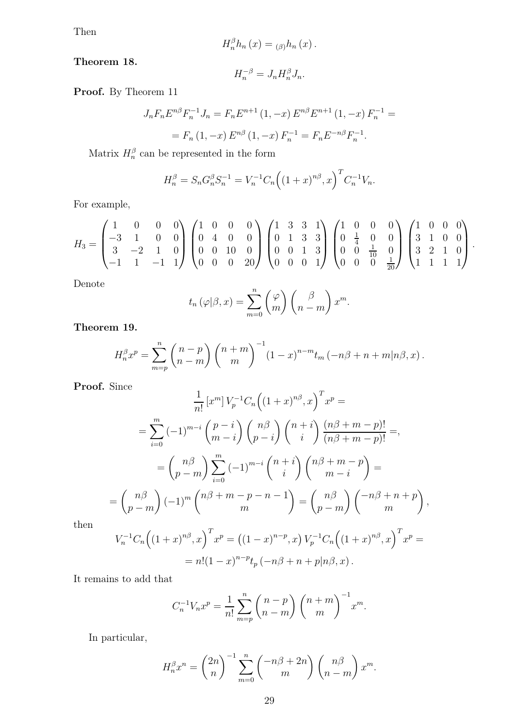Then

$$H_n^\beta h_n(x) = {}_{(\beta)}h_n(x).$$

**Theorem 18.**

$$H_n^{-\beta} = J_n H_n^\beta J_n.$$

**Proof.** By Theorem 11

$$J_n F_n E^{n\beta} F_n^{-1} J_n = F_n E^{n+1}(1,-x) E^{n\beta} E^{n+1}(1,-x) F_n^{-1} =$$

$$= F_n (1,-x) E^{n\beta} (1,-x) F_n^{-1} = F_n E^{-n\beta} F_n^{-1}.$$

Matrix $H_n^\beta$ can be represented in the form

$$H_n^\beta = S_n G_n^\beta S_n^{-1} = V_n^{-1} C_n \Big( (1+x)^{n\beta}, x \Big)^T C_n^{-1} V_n.$$

For example,

$$H_3 = \begin{pmatrix} 1 & 0 & 0 & 0 \\ -3 & 1 & 0 & 0 \\ 3 & -2 & 1 & 0 \\ -1 & 1 & -1 & 1 \end{pmatrix} \begin{pmatrix} 1 & 0 & 0 & 0 \\ 0 & 4 & 0 & 0 \\ 0 & 0 & 10 & 0 \\ 0 & 0 & 0 & 20 \end{pmatrix} \begin{pmatrix} 1 & 3 & 3 & 1 \\ 0 & 1 & 3 & 3 \\ 0 & 0 & 1 & 3 \\ 0 & 0 & 0 & 1 \end{pmatrix} \begin{pmatrix} 1 & 0 & 0 & 0 \\ 0 & \frac{1}{4} & 0 & 0 \\ 0 & 0 & \frac{1}{10} & 0 \\ 0 & 0 & 0 & \frac{1}{20} \end{pmatrix} \begin{pmatrix} 1 & 0 & 0 & 0 \\ 3 & 1 & 0 & 0 \\ 3 & 2 & 1 & 0 \\ 1 & 1 & 1 & 1 \end{pmatrix}.$$

Denote

$$t_n(\varphi|\beta, x) = \sum_{m=0}^{n} \binom{\varphi}{m} \binom{\beta}{n-m} x^m.$$

**Theorem 19.**

$$H_n^\beta x^p = \sum_{m=p}^{n} \binom{n-p}{n-m} \binom{n+m}{m}^{-1} (1-x)^{n-m} t_m(-n\beta+n+m|n\beta, x).$$

**Proof.** Since

$$\frac{1}{n!}[x^m] V_p^{-1} C_n \Big( (1+x)^{n\beta}, x \Big)^T x^p =$$

$$= \sum_{i=0}^{m} (-1)^{m-i} \binom{p-i}{m-i} \binom{n\beta}{p-i} \binom{n+i}{i} \frac{(n\beta+m-p)!}{(n\beta+m-p)!} =,$$

$$= \binom{n\beta}{p-m} \sum_{i=0}^{m} (-1)^{m-i} \binom{n+i}{i} \binom{n\beta+m-p}{m-i} =$$

$$= \binom{n\beta}{p-m} (-1)^m \binom{n\beta+m-p-n-1}{m} = \binom{n\beta}{p-m} \binom{-n\beta+n+p}{m},$$

then

$$V_n^{-1} C_n \Big( (1+x)^{n\beta}, x \Big)^T x^p = \left( (1-x)^{n-p}, x \right) V_p^{-1} C_n \Big( (1+x)^{n\beta}, x \Big)^T x^p =$$

$$= n!(1-x)^{n-p} t_p(-n\beta+n+p|n\beta, x).$$

It remains to add that

$$C_n^{-1} V_n x^p = \frac{1}{n!} \sum_{m=p}^{n} \binom{n-p}{n-m} \binom{n+m}{m}^{-1} x^m.$$

In particular,

$$H_n^\beta x^n = \binom{2n}{n}^{-1} \sum_{m=0}^{n} \binom{-n\beta+2n}{m} \binom{n\beta}{n-m} x^m.$$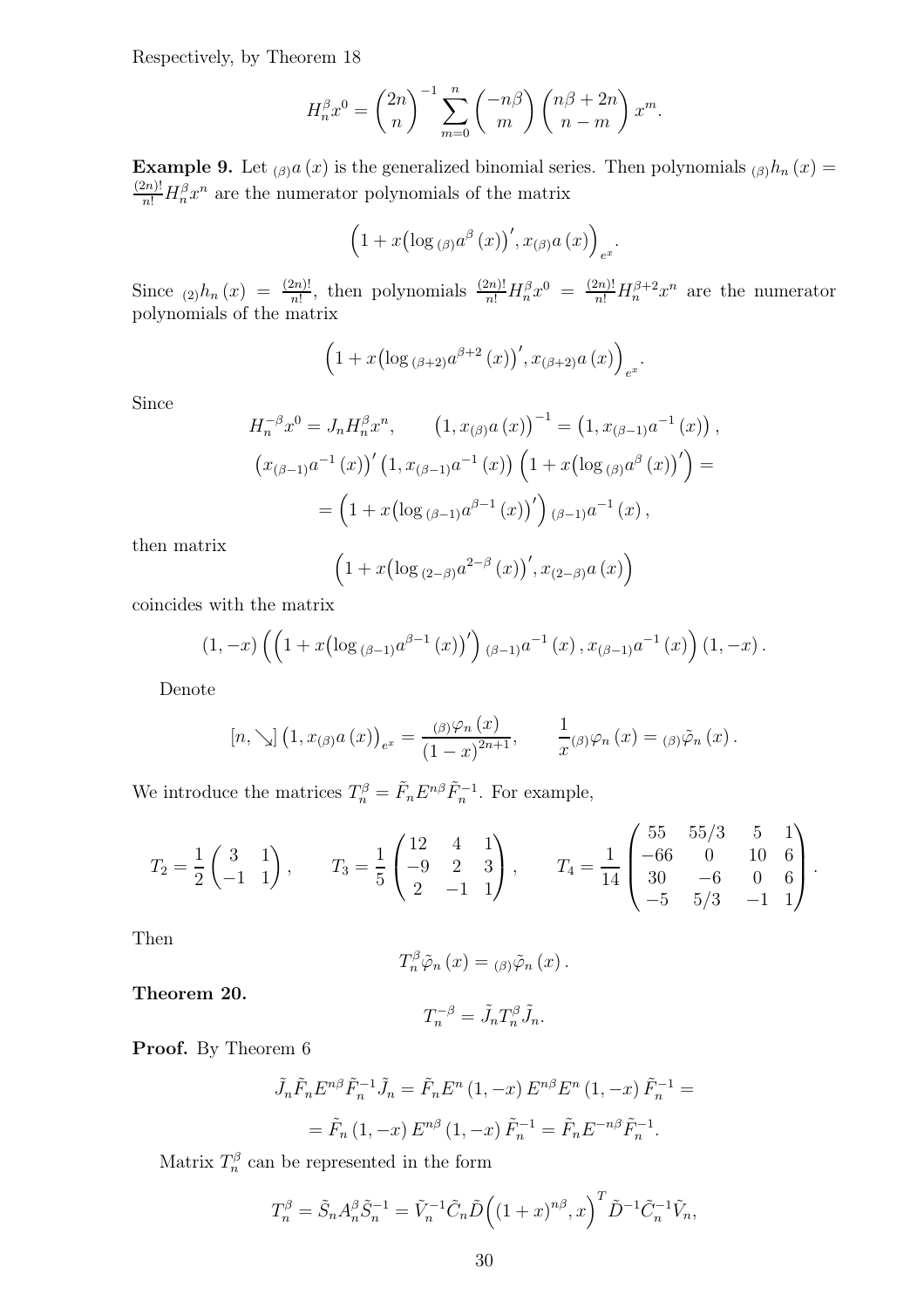Respectively, by Theorem 18

$$H_n^{\beta} x^0 = \binom{2n}{n}^{-1} \sum_{m=0}^{n} \binom{-n\beta}{m} \binom{n\beta + 2n}{n - m} x^m.$$

**Example 9.** Let ${}_{(\beta)}a(x)$ is the generalized binomial series. Then polynomials ${}_{(\beta)}h_n(x) = \frac{(2n)!}{n!} H_n^{\beta} x^n$ are the numerator polynomials of the matrix

$$\left(1 + x\left(\log {}_{(\beta)}a^{\beta}(x)\right)', x_{(\beta)}a(x)\right)_{e^x}.$$

Since ${}_{(2)}h_n(x) = \frac{(2n)!}{n!}$, then polynomials $\frac{(2n)!}{n!} H_n^{\beta} x^0 = \frac{(2n)!}{n!} H_n^{\beta+2} x^n$ are the numerator polynomials of the matrix

$$\left(1 + x\left(\log {}_{(\beta+2)}a^{\beta+2}(x)\right)', x_{(\beta+2)}a(x)\right)_{e^x}.$$

Since

$$H_n^{-\beta} x^0 = J_n H_n^{\beta} x^n, \qquad \left(1, x_{(\beta)}a(x)\right)^{-1} = \left(1, x_{(\beta-1)}a^{-1}(x)\right),$$

$$\left(x_{(\beta-1)}a^{-1}(x)\right)' \left(1, x_{(\beta-1)}a^{-1}(x)\right) \left(1 + x\left(\log {}_{(\beta)}a^{\beta}(x)\right)'\right) =$$

$$= \left(1 + x\left(\log {}_{(\beta-1)}a^{\beta-1}(x)\right)'\right) {}_{(\beta-1)}a^{-1}(x),$$

then matrix

$$\left(1 + x\left(\log {}_{(2-\beta)}a^{2-\beta}(x)\right)', x_{(2-\beta)}a(x)\right)$$

coincides with the matrix

$$(1, -x)\left(\left(1 + x\left(\log {}_{(\beta-1)}a^{\beta-1}(x)\right)'\right) {}_{(\beta-1)}a^{-1}(x), x_{(\beta-1)}a^{-1}(x)\right)(1, -x).$$

Denote

$$[n, \searrow]\left(1, x_{(\beta)}a(x)\right)_{e^x} = \frac{{}_{(\beta)}\varphi_n(x)}{(1-x)^{2n+1}}, \qquad \frac{1}{x}{}_{(\beta)}\varphi_n(x) = {}_{(\beta)}\tilde{\varphi}_n(x).$$

We introduce the matrices $T_n^{\beta} = \tilde{F}_n E^{n\beta} \tilde{F}_n^{-1}$. For example,

$$T_2 = \frac{1}{2}\begin{pmatrix} 3 & 1 \\ -1 & 1 \end{pmatrix}, \qquad T_3 = \frac{1}{5}\begin{pmatrix} 12 & 4 & 1 \\ -9 & 2 & 3 \\ 2 & -1 & 1 \end{pmatrix}, \qquad T_4 = \frac{1}{14}\begin{pmatrix} 55 & 55/3 & 5 & 1 \\ -66 & 0 & 10 & 6 \\ 30 & -6 & 0 & 6 \\ -5 & 5/3 & -1 & 1 \end{pmatrix}.$$

Then

$$T_n^{\beta} \tilde{\varphi}_n(x) = {}_{(\beta)}\tilde{\varphi}_n(x).$$

**Theorem 20.**

$$T_n^{-\beta} = \tilde{J}_n T_n^{\beta} \tilde{J}_n.$$

**Proof.** By Theorem 6

$$\tilde{J}_n \tilde{F}_n E^{n\beta} \tilde{F}_n^{-1} \tilde{J}_n = \tilde{F}_n E^n (1, -x) E^{n\beta} E^n (1, -x) \tilde{F}_n^{-1} =$$

$$= \tilde{F}_n (1, -x) E^{n\beta} (1, -x) \tilde{F}_n^{-1} = \tilde{F}_n E^{-n\beta} \tilde{F}_n^{-1}.$$

Matrix $T_n^{\beta}$ can be represented in the form

$$T_n^{\beta} = \tilde{S}_n A_n^{\beta} \tilde{S}_n^{-1} = \tilde{V}_n^{-1} \tilde{C}_n \tilde{D}\left((1+x)^{n\beta}, x\right)^T \tilde{D}^{-1} \tilde{C}_n^{-1} \tilde{V}_n,$$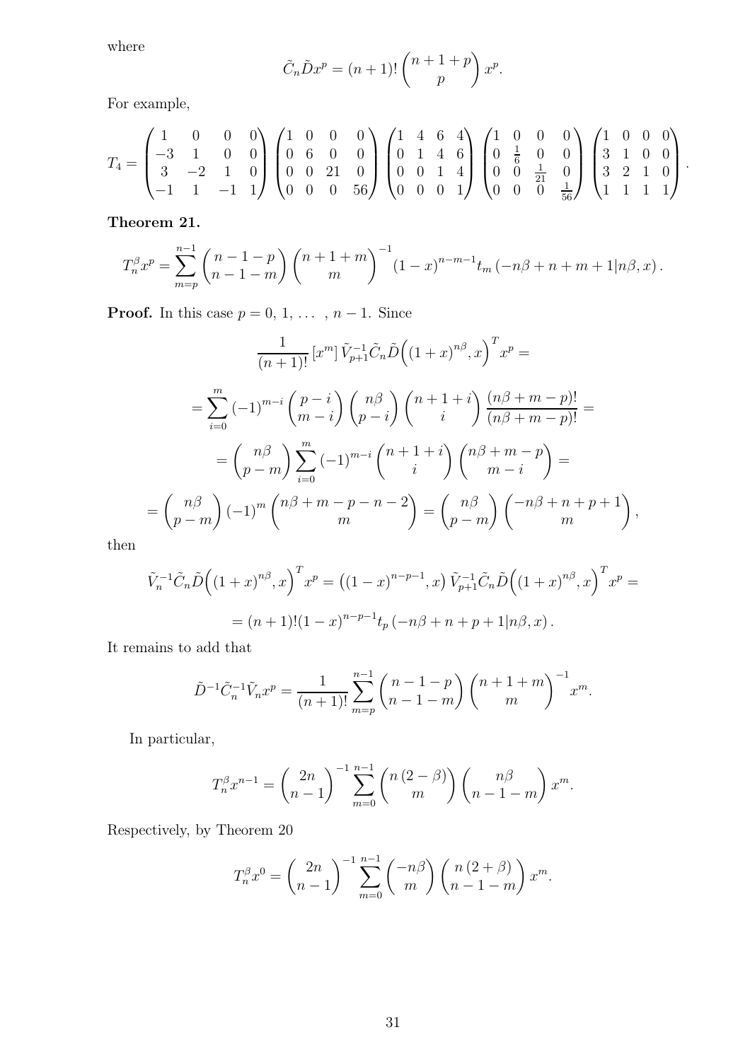where

$$\tilde{C}_n \tilde{D} x^p = (n+1)! \binom{n+1+p}{p} x^p.$$

For example,

$$T_4 = \begin{pmatrix} 1 & 0 & 0 & 0 \\ -3 & 1 & 0 & 0 \\ 3 & -2 & 1 & 0 \\ -1 & 1 & -1 & 1 \end{pmatrix} \begin{pmatrix} 1 & 0 & 0 & 0 \\ 0 & 6 & 0 & 0 \\ 0 & 0 & 21 & 0 \\ 0 & 0 & 0 & 56 \end{pmatrix} \begin{pmatrix} 1 & 4 & 6 & 4 \\ 0 & 1 & 4 & 6 \\ 0 & 0 & 1 & 4 \\ 0 & 0 & 0 & 1 \end{pmatrix} \begin{pmatrix} 1 & 0 & 0 & 0 \\ 0 & \frac{1}{6} & 0 & 0 \\ 0 & 0 & \frac{1}{21} & 0 \\ 0 & 0 & 0 & \frac{1}{56} \end{pmatrix} \begin{pmatrix} 1 & 0 & 0 & 0 \\ 3 & 1 & 0 & 0 \\ 3 & 2 & 1 & 0 \\ 1 & 1 & 1 & 1 \end{pmatrix}.$$

**Theorem 21.**

$$T_n^\beta x^p = \sum_{m=p}^{n-1} \binom{n-1-p}{n-1-m} \binom{n+1+m}{m}^{-1} (1-x)^{n-m-1} t_m \left(-n\beta + n + m + 1 | n\beta, x\right).$$

**Proof.** In this case $p = 0, 1, \ldots, n-1$. Since

$$\frac{1}{(n+1)!} [x^m] \tilde{V}_{p+1}^{-1} \tilde{C}_n \tilde{D} \Big( (1+x)^{n\beta}, x \Big)^T x^p =$$

$$= \sum_{i=0}^{m} (-1)^{m-i} \binom{p-i}{m-i} \binom{n\beta}{p-i} \binom{n+1+i}{i} \frac{(n\beta+m-p)!}{(n\beta+m-p)!} =$$

$$= \binom{n\beta}{p-m} \sum_{i=0}^{m} (-1)^{m-i} \binom{n+1+i}{i} \binom{n\beta+m-p}{m-i} =$$

$$= \binom{n\beta}{p-m} (-1)^m \binom{n\beta+m-p-n-2}{m} = \binom{n\beta}{p-m} \binom{-n\beta+n+p+1}{m},$$

then

$$\tilde{V}_n^{-1} \tilde{C}_n \tilde{D} \Big( (1+x)^{n\beta}, x \Big)^T x^p = \left( (1-x)^{n-p-1}, x \right) \tilde{V}_{p+1}^{-1} \tilde{C}_n \tilde{D} \Big( (1+x)^{n\beta}, x \Big)^T x^p =$$

$$= (n+1)! (1-x)^{n-p-1} t_p \left(-n\beta + n + p + 1 | n\beta, x\right).$$

It remains to add that

$$\tilde{D}^{-1} \tilde{C}_n^{-1} \tilde{V}_n x^p = \frac{1}{(n+1)!} \sum_{m=p}^{n-1} \binom{n-1-p}{n-1-m} \binom{n+1+m}{m}^{-1} x^m.$$

In particular,

$$T_n^\beta x^{n-1} = \binom{2n}{n-1}^{-1} \sum_{m=0}^{n-1} \binom{n(2-\beta)}{m} \binom{n\beta}{n-1-m} x^m.$$

Respectively, by Theorem 20

$$T_n^\beta x^0 = \binom{2n}{n-1}^{-1} \sum_{m=0}^{n-1} \binom{-n\beta}{m} \binom{n(2+\beta)}{n-1-m} x^m.$$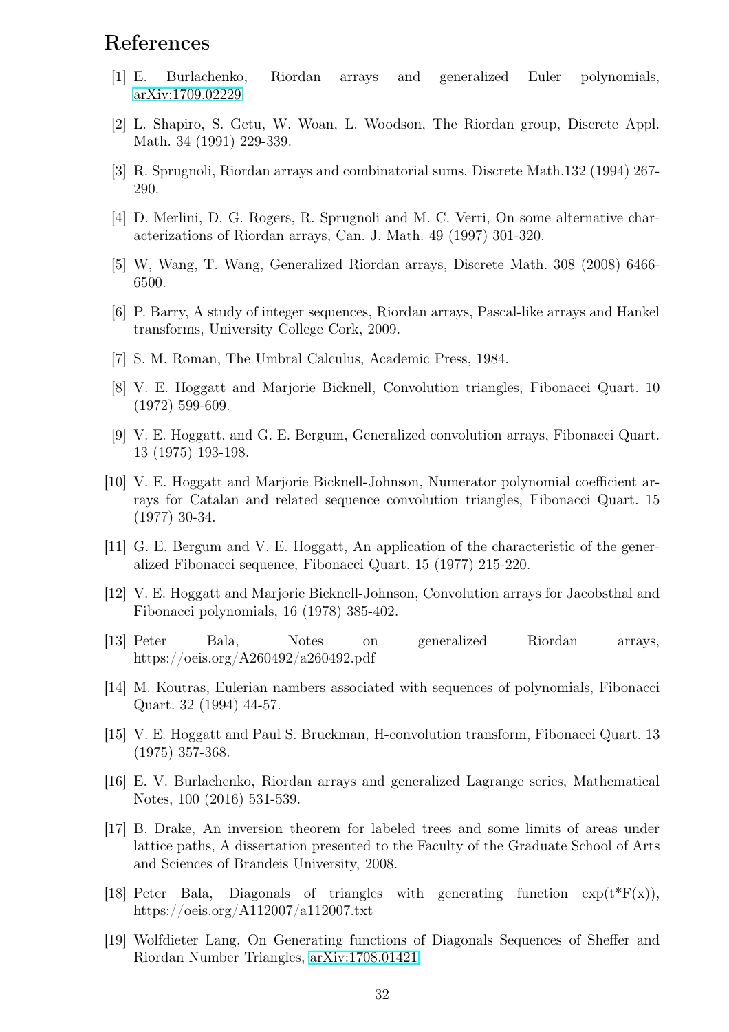# References

[1] E. Burlachenko, Riordan arrays and generalized Euler polynomials, arXiv:1709.02229.

[2] L. Shapiro, S. Getu, W. Woan, L. Woodson, The Riordan group, Discrete Appl. Math. 34 (1991) 229-339.

[3] R. Sprugnoli, Riordan arrays and combinatorial sums, Discrete Math.132 (1994) 267-290.

[4] D. Merlini, D. G. Rogers, R. Sprugnoli and M. C. Verri, On some alternative characterizations of Riordan arrays, Can. J. Math. 49 (1997) 301-320.

[5] W, Wang, T. Wang, Generalized Riordan arrays, Discrete Math. 308 (2008) 6466-6500.

[6] P. Barry, A study of integer sequences, Riordan arrays, Pascal-like arrays and Hankel transforms, University College Cork, 2009.

[7] S. M. Roman, The Umbral Calculus, Academic Press, 1984.

[8] V. E. Hoggatt and Marjorie Bicknell, Convolution triangles, Fibonacci Quart. 10 (1972) 599-609.

[9] V. E. Hoggatt, and G. E. Bergum, Generalized convolution arrays, Fibonacci Quart. 13 (1975) 193-198.

[10] V. E. Hoggatt and Marjorie Bicknell-Johnson, Numerator polynomial coefficient arrays for Catalan and related sequence convolution triangles, Fibonacci Quart. 15 (1977) 30-34.

[11] G. E. Bergum and V. E. Hoggatt, An application of the characteristic of the generalized Fibonacci sequence, Fibonacci Quart. 15 (1977) 215-220.

[12] V. E. Hoggatt and Marjorie Bicknell-Johnson, Convolution arrays for Jacobsthal and Fibonacci polynomials, 16 (1978) 385-402.

[13] Peter Bala, Notes on generalized Riordan arrays, https://oeis.org/A260492/a260492.pdf

[14] M. Koutras, Eulerian nambers associated with sequences of polynomials, Fibonacci Quart. 32 (1994) 44-57.

[15] V. E. Hoggatt and Paul S. Bruckman, H-convolution transform, Fibonacci Quart. 13 (1975) 357-368.

[16] E. V. Burlachenko, Riordan arrays and generalized Lagrange series, Mathematical Notes, 100 (2016) 531-539.

[17] B. Drake, An inversion theorem for labeled trees and some limits of areas under lattice paths, A dissertation presented to the Faculty of the Graduate School of Arts and Sciences of Brandeis University, 2008.

[18] Peter Bala, Diagonals of triangles with generating function exp(t*F(x)), https://oeis.org/A112007/a112007.txt

[19] Wolfdieter Lang, On Generating functions of Diagonals Sequences of Sheffer and Riordan Number Triangles, arXiv:1708.01421.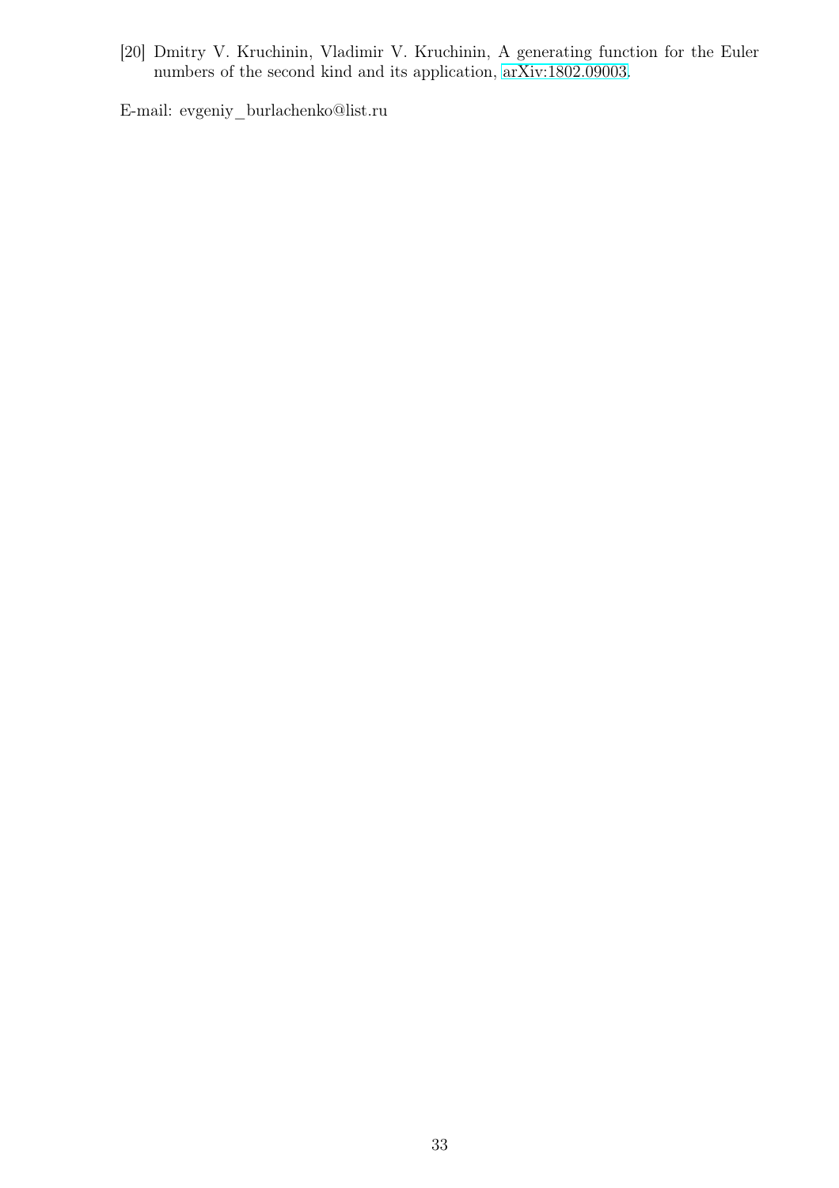[20] Dmitry V. Kruchinin, Vladimir V. Kruchinin, A generating function for the Euler numbers of the second kind and its application, arXiv:1802.09003.

E-mail: evgeniy_burlachenko@list.ru